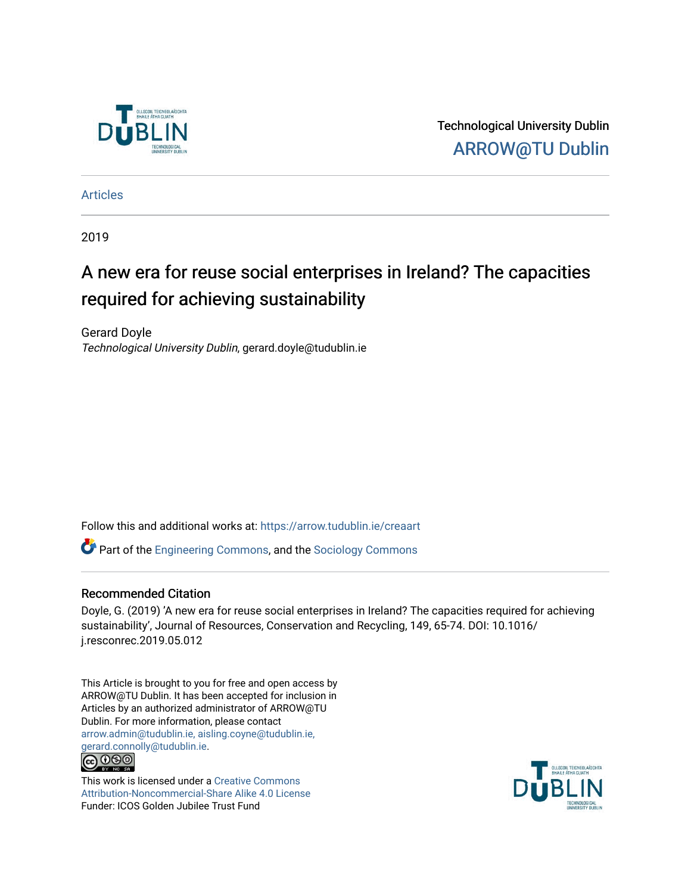Technological University Dublin

ARROW@TU Dublin

Articles

2019

# A new era for reuse social enterprises in Ireland? The capacities required for achieving sustainability

Gerard Doyle

*Technological University Dublin*, gerard.doyle@tudublin.ie

Follow this and additional works at: https://arrow.tudublin.ie/creaart

Part of the Engineering Commons, and the Sociology Commons

## Recommended Citation

Doyle, G. (2019) 'A new era for reuse social enterprises in Ireland? The capacities required for achieving sustainability', Journal of Resources, Conservation and Recycling, 149, 65-74. DOI: 10.1016/j.resconrec.2019.05.012

This Article is brought to you for free and open access by ARROW@TU Dublin. It has been accepted for inclusion in Articles by an authorized administrator of ARROW@TU Dublin. For more information, please contact arrow.admin@tudublin.ie, aisling.coyne@tudublin.ie, gerard.connolly@tudublin.ie.

This work is licensed under a Creative Commons Attribution-Noncommercial-Share Alike 4.0 License

Funder: ICOS Golden Jubilee Trust Fund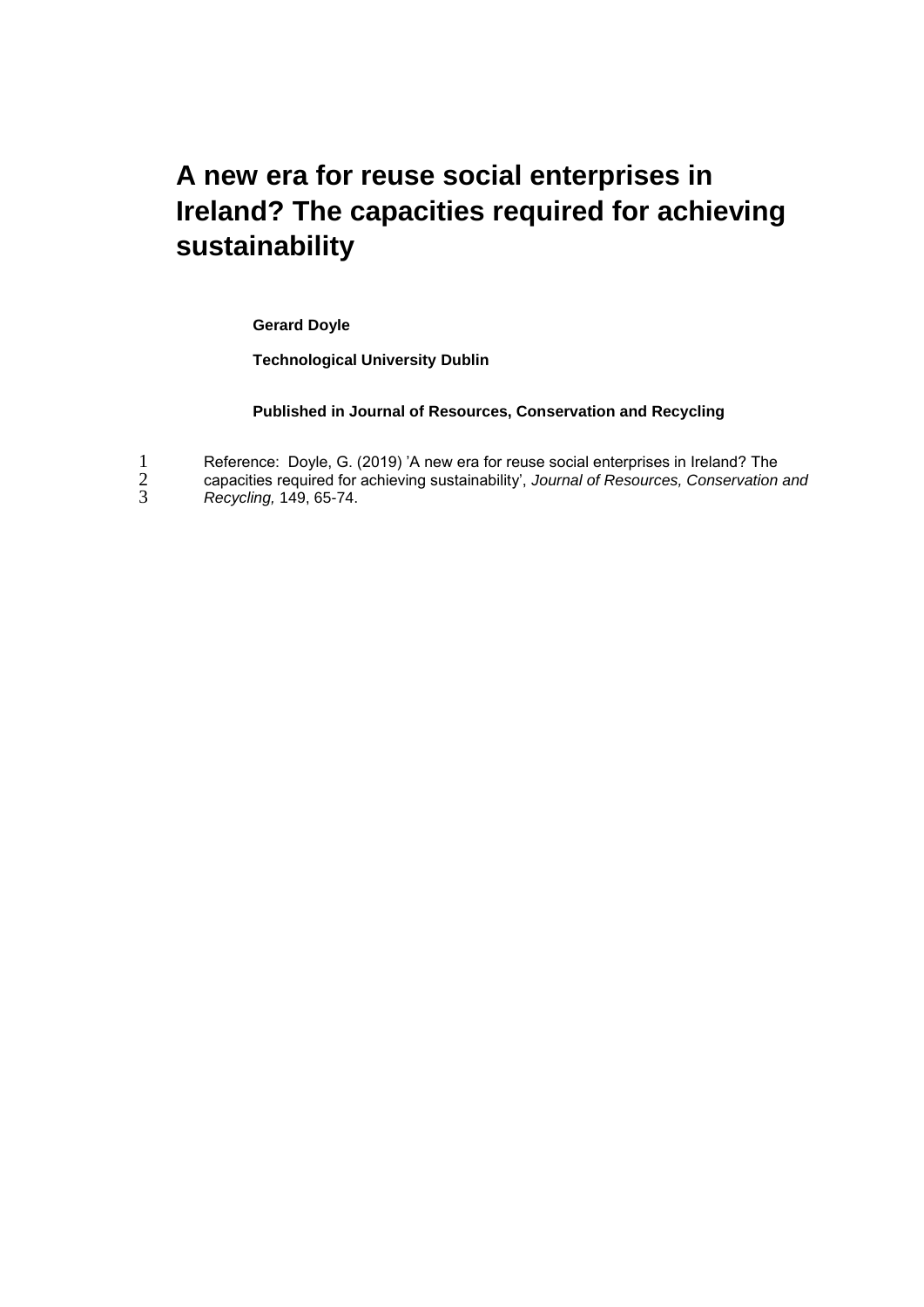# A new era for reuse social enterprises in Ireland? The capacities required for achieving sustainability

**Gerard Doyle**

**Technological University Dublin**

**Published in Journal of Resources, Conservation and Recycling**

Reference: Doyle, G. (2019) 'A new era for reuse social enterprises in Ireland? The capacities required for achieving sustainability', *Journal of Resources, Conservation and Recycling,* 149, 65-74.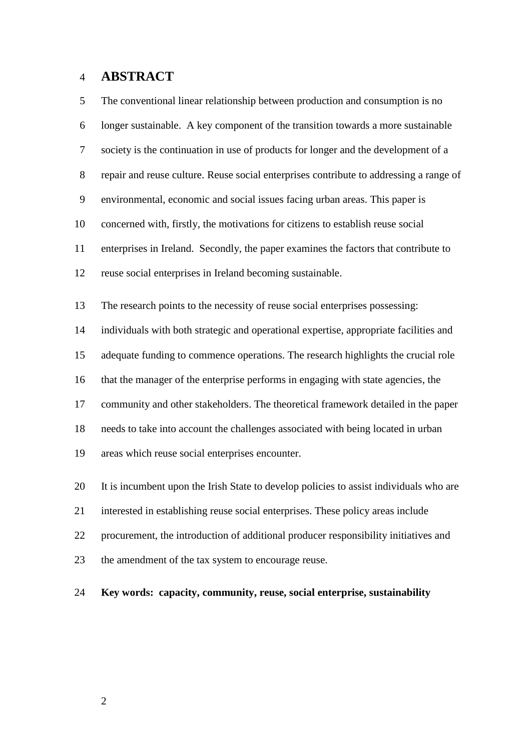## ABSTRACT

The conventional linear relationship between production and consumption is no longer sustainable. A key component of the transition towards a more sustainable society is the continuation in use of products for longer and the development of a repair and reuse culture. Reuse social enterprises contribute to addressing a range of environmental, economic and social issues facing urban areas. This paper is concerned with, firstly, the motivations for citizens to establish reuse social enterprises in Ireland. Secondly, the paper examines the factors that contribute to reuse social enterprises in Ireland becoming sustainable.

The research points to the necessity of reuse social enterprises possessing: individuals with both strategic and operational expertise, appropriate facilities and adequate funding to commence operations. The research highlights the crucial role that the manager of the enterprise performs in engaging with state agencies, the community and other stakeholders. The theoretical framework detailed in the paper needs to take into account the challenges associated with being located in urban areas which reuse social enterprises encounter.

It is incumbent upon the Irish State to develop policies to assist individuals who are interested in establishing reuse social enterprises. These policy areas include procurement, the introduction of additional producer responsibility initiatives and the amendment of the tax system to encourage reuse.

**Key words: capacity, community, reuse, social enterprise, sustainability**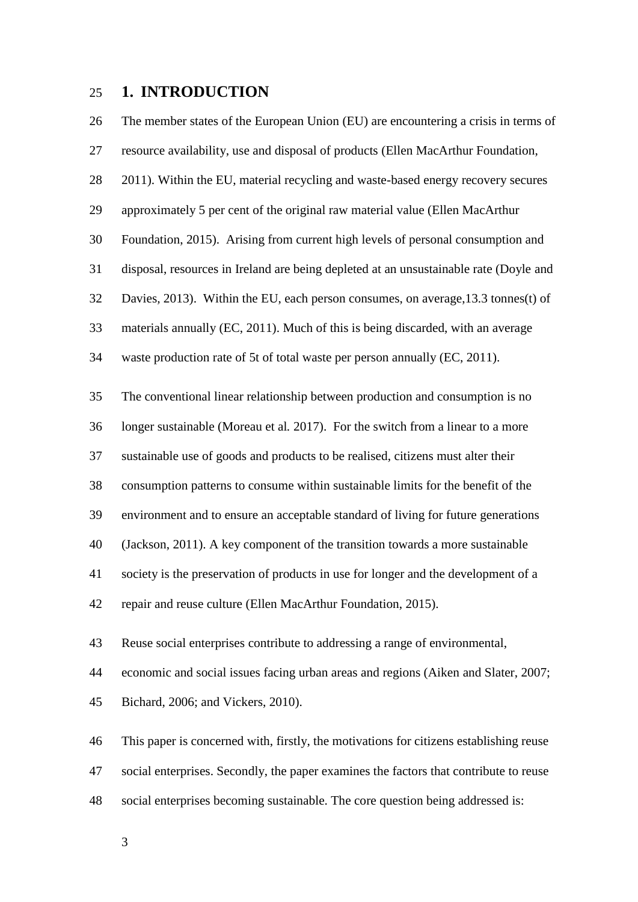# 1. INTRODUCTION

The member states of the European Union (EU) are encountering a crisis in terms of resource availability, use and disposal of products (Ellen MacArthur Foundation, 2011). Within the EU, material recycling and waste-based energy recovery secures approximately 5 per cent of the original raw material value (Ellen MacArthur Foundation, 2015). Arising from current high levels of personal consumption and disposal, resources in Ireland are being depleted at an unsustainable rate (Doyle and Davies, 2013). Within the EU, each person consumes, on average,13.3 tonnes(t) of materials annually (EC, 2011). Much of this is being discarded, with an average waste production rate of 5t of total waste per person annually (EC, 2011).

The conventional linear relationship between production and consumption is no longer sustainable (Moreau et al*.* 2017). For the switch from a linear to a more sustainable use of goods and products to be realised, citizens must alter their consumption patterns to consume within sustainable limits for the benefit of the environment and to ensure an acceptable standard of living for future generations (Jackson, 2011). A key component of the transition towards a more sustainable society is the preservation of products in use for longer and the development of a repair and reuse culture (Ellen MacArthur Foundation, 2015).

Reuse social enterprises contribute to addressing a range of environmental, economic and social issues facing urban areas and regions (Aiken and Slater, 2007; Bichard, 2006; and Vickers, 2010).

This paper is concerned with, firstly, the motivations for citizens establishing reuse social enterprises. Secondly, the paper examines the factors that contribute to reuse social enterprises becoming sustainable. The core question being addressed is: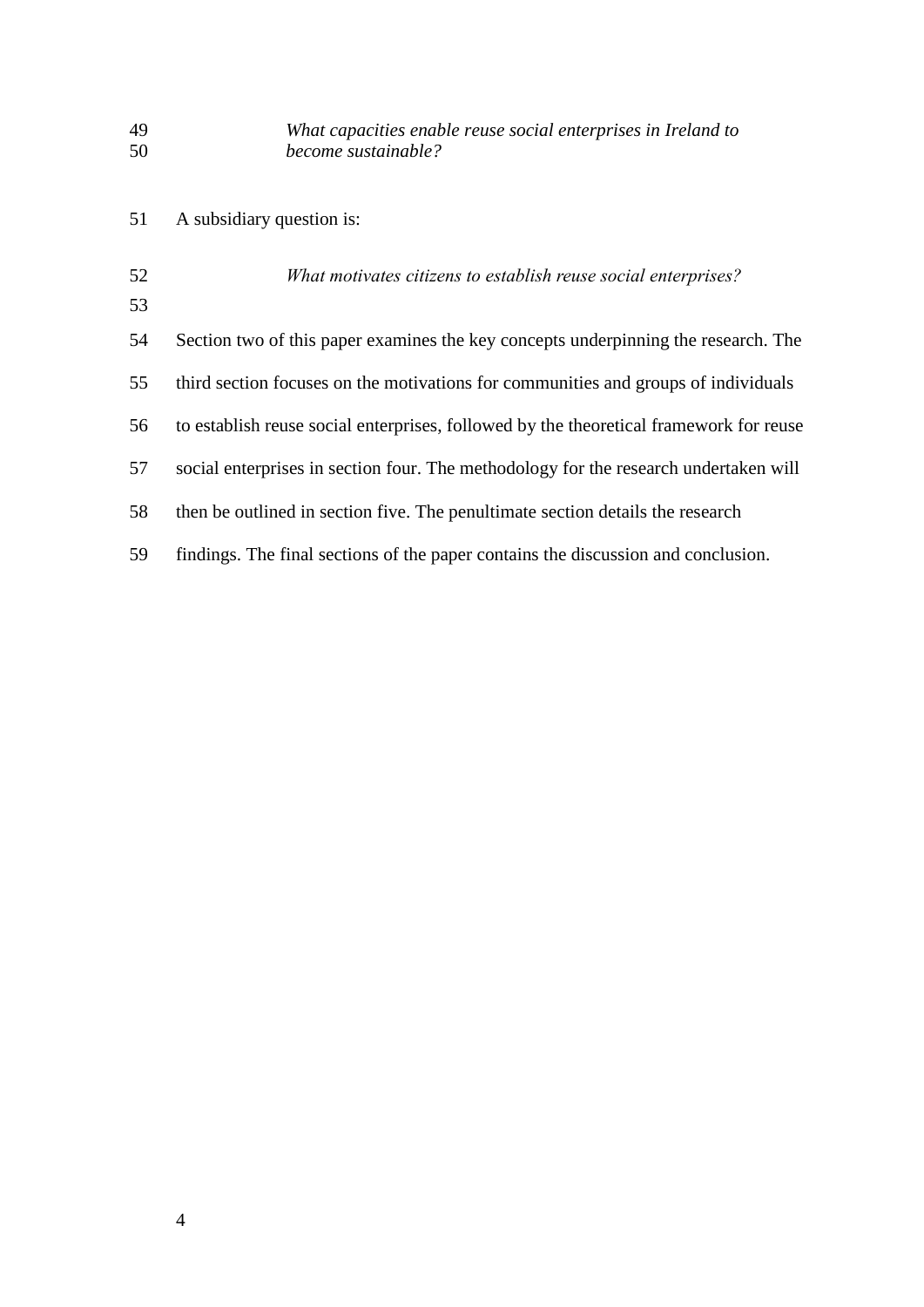*What capacities enable reuse social enterprises in Ireland to become sustainable?*

A subsidiary question is:

*What motivates citizens to establish reuse social enterprises?*

Section two of this paper examines the key concepts underpinning the research. The third section focuses on the motivations for communities and groups of individuals to establish reuse social enterprises, followed by the theoretical framework for reuse social enterprises in section four. The methodology for the research undertaken will then be outlined in section five. The penultimate section details the research findings. The final sections of the paper contains the discussion and conclusion.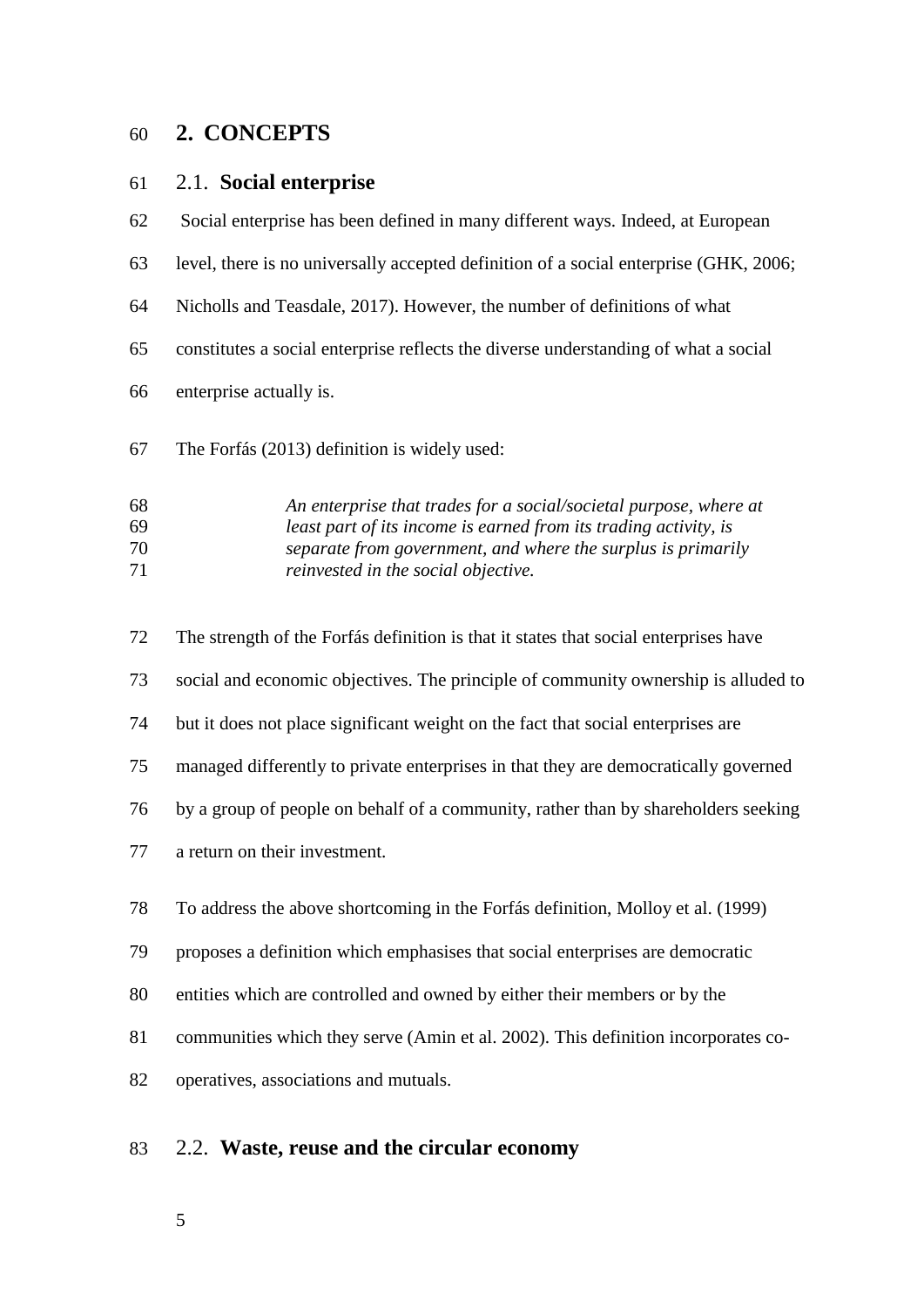# 2. CONCEPTS

## 2.1. Social enterprise

Social enterprise has been defined in many different ways. Indeed, at European level, there is no universally accepted definition of a social enterprise (GHK, 2006; Nicholls and Teasdale, 2017). However, the number of definitions of what constitutes a social enterprise reflects the diverse understanding of what a social enterprise actually is.

The Forfás (2013) definition is widely used:

> *An enterprise that trades for a social/societal purpose, where at least part of its income is earned from its trading activity, is separate from government, and where the surplus is primarily reinvested in the social objective.*

The strength of the Forfás definition is that it states that social enterprises have social and economic objectives. The principle of community ownership is alluded to but it does not place significant weight on the fact that social enterprises are managed differently to private enterprises in that they are democratically governed by a group of people on behalf of a community, rather than by shareholders seeking a return on their investment.

To address the above shortcoming in the Forfás definition, Molloy et al. (1999) proposes a definition which emphasises that social enterprises are democratic entities which are controlled and owned by either their members or by the communities which they serve (Amin et al. 2002). This definition incorporates co-operatives, associations and mutuals.

## 2.2. Waste, reuse and the circular economy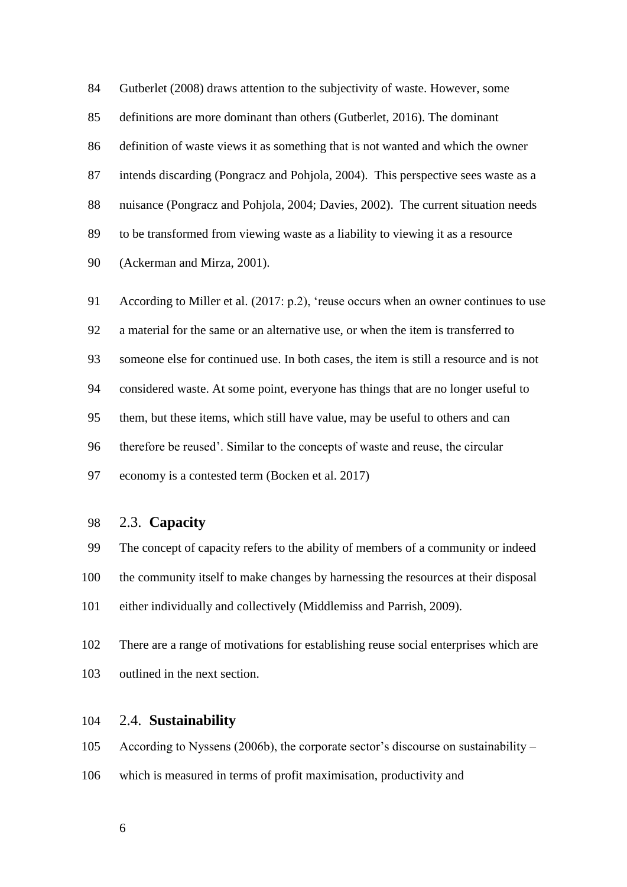Gutberlet (2008) draws attention to the subjectivity of waste. However, some definitions are more dominant than others (Gutberlet, 2016). The dominant definition of waste views it as something that is not wanted and which the owner intends discarding (Pongracz and Pohjola, 2004). This perspective sees waste as a nuisance (Pongracz and Pohjola, 2004; Davies, 2002). The current situation needs to be transformed from viewing waste as a liability to viewing it as a resource (Ackerman and Mirza, 2001).

According to Miller et al. (2017: p.2), 'reuse occurs when an owner continues to use a material for the same or an alternative use, or when the item is transferred to someone else for continued use. In both cases, the item is still a resource and is not considered waste. At some point, everyone has things that are no longer useful to them, but these items, which still have value, may be useful to others and can therefore be reused'. Similar to the concepts of waste and reuse, the circular economy is a contested term (Bocken et al. 2017)

## 2.3. **Capacity**

The concept of capacity refers to the ability of members of a community or indeed the community itself to make changes by harnessing the resources at their disposal either individually and collectively (Middlemiss and Parrish, 2009).

There are a range of motivations for establishing reuse social enterprises which are outlined in the next section.

## 2.4. **Sustainability**

According to Nyssens (2006b), the corporate sector's discourse on sustainability – which is measured in terms of profit maximisation, productivity and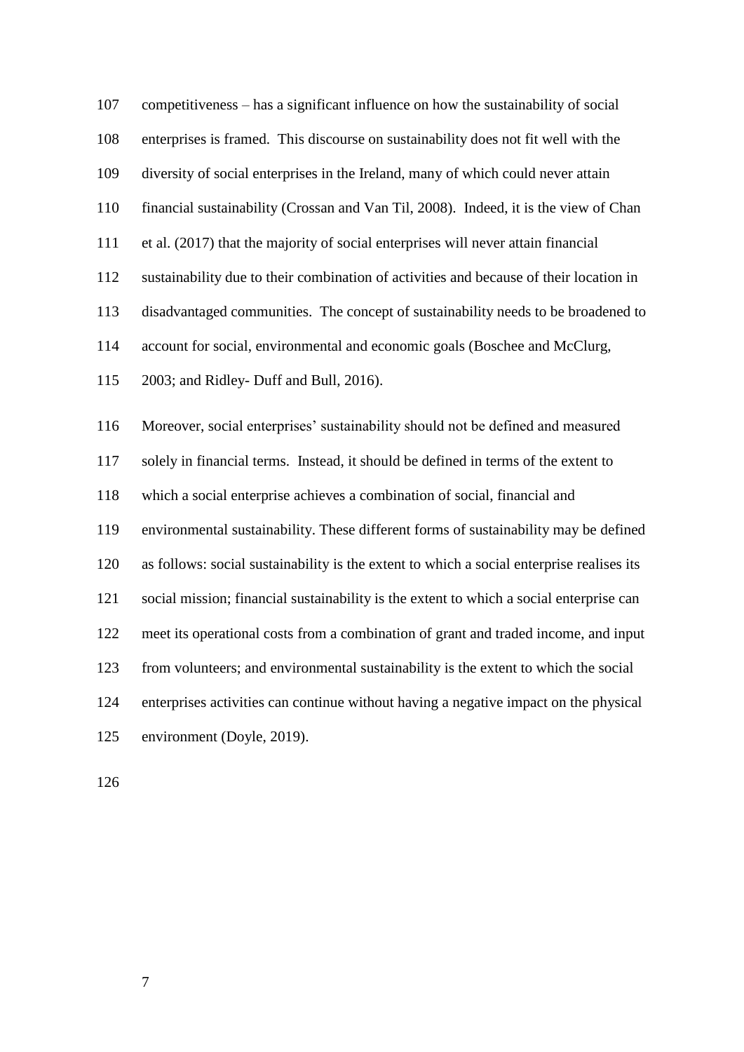competitiveness – has a significant influence on how the sustainability of social enterprises is framed. This discourse on sustainability does not fit well with the diversity of social enterprises in the Ireland, many of which could never attain financial sustainability (Crossan and Van Til, 2008). Indeed, it is the view of Chan et al. (2017) that the majority of social enterprises will never attain financial sustainability due to their combination of activities and because of their location in disadvantaged communities. The concept of sustainability needs to be broadened to account for social, environmental and economic goals (Boschee and McClurg, 2003; and Ridley- Duff and Bull, 2016).

Moreover, social enterprises' sustainability should not be defined and measured solely in financial terms. Instead, it should be defined in terms of the extent to which a social enterprise achieves a combination of social, financial and environmental sustainability. These different forms of sustainability may be defined as follows: social sustainability is the extent to which a social enterprise realises its social mission; financial sustainability is the extent to which a social enterprise can meet its operational costs from a combination of grant and traded income, and input from volunteers; and environmental sustainability is the extent to which the social enterprises activities can continue without having a negative impact on the physical environment (Doyle, 2019).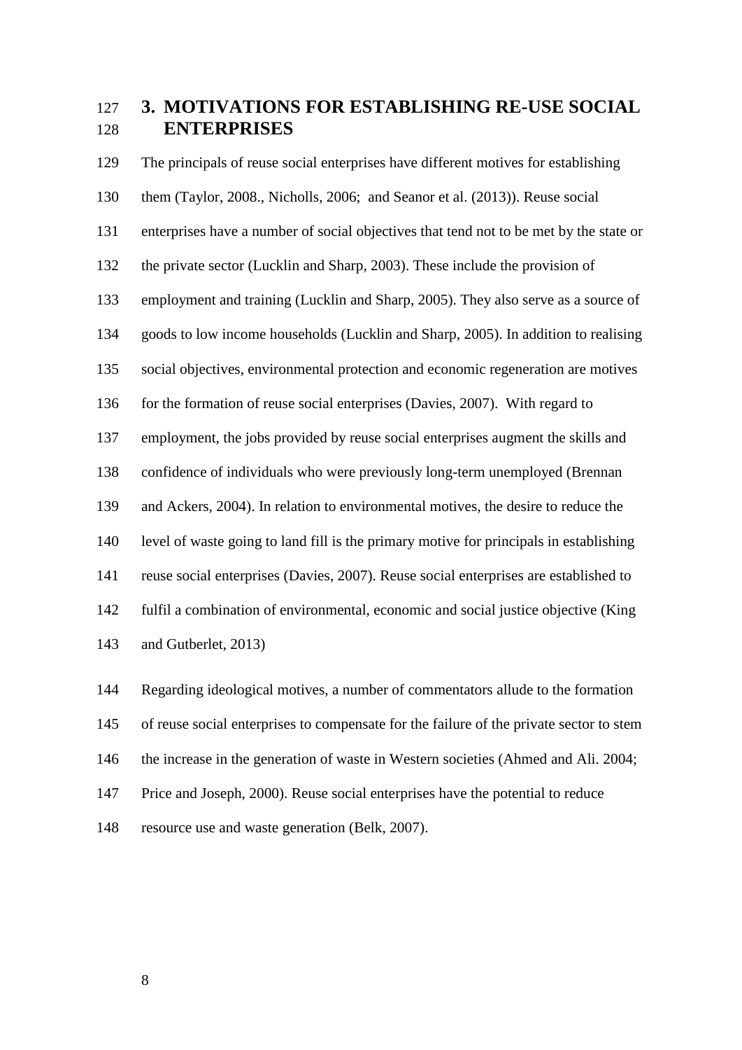# 3. MOTIVATIONS FOR ESTABLISHING RE-USE SOCIAL ENTERPRISES

The principals of reuse social enterprises have different motives for establishing them (Taylor, 2008., Nicholls, 2006; and Seanor et al. (2013)). Reuse social enterprises have a number of social objectives that tend not to be met by the state or the private sector (Lucklin and Sharp, 2003). These include the provision of employment and training (Lucklin and Sharp, 2005). They also serve as a source of goods to low income households (Lucklin and Sharp, 2005). In addition to realising social objectives, environmental protection and economic regeneration are motives for the formation of reuse social enterprises (Davies, 2007). With regard to employment, the jobs provided by reuse social enterprises augment the skills and confidence of individuals who were previously long-term unemployed (Brennan and Ackers, 2004). In relation to environmental motives, the desire to reduce the level of waste going to land fill is the primary motive for principals in establishing reuse social enterprises (Davies, 2007). Reuse social enterprises are established to fulfil a combination of environmental, economic and social justice objective (King and Gutberlet, 2013)

Regarding ideological motives, a number of commentators allude to the formation of reuse social enterprises to compensate for the failure of the private sector to stem the increase in the generation of waste in Western societies (Ahmed and Ali. 2004; Price and Joseph, 2000). Reuse social enterprises have the potential to reduce resource use and waste generation (Belk, 2007).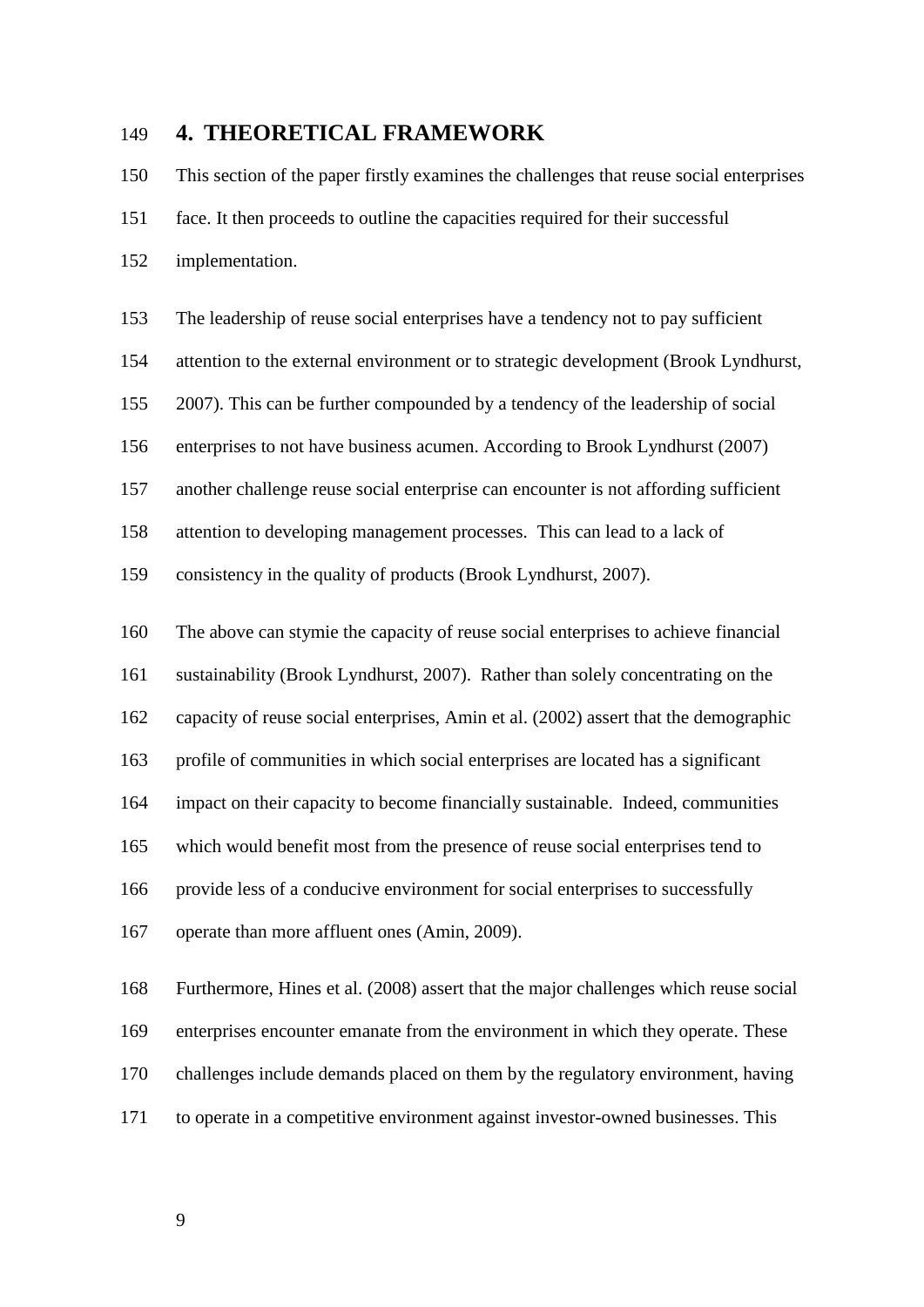# 4. THEORETICAL FRAMEWORK

This section of the paper firstly examines the challenges that reuse social enterprises face. It then proceeds to outline the capacities required for their successful implementation.

The leadership of reuse social enterprises have a tendency not to pay sufficient attention to the external environment or to strategic development (Brook Lyndhurst, 2007). This can be further compounded by a tendency of the leadership of social enterprises to not have business acumen. According to Brook Lyndhurst (2007) another challenge reuse social enterprise can encounter is not affording sufficient attention to developing management processes. This can lead to a lack of consistency in the quality of products (Brook Lyndhurst, 2007).

The above can stymie the capacity of reuse social enterprises to achieve financial sustainability (Brook Lyndhurst, 2007). Rather than solely concentrating on the capacity of reuse social enterprises, Amin et al. (2002) assert that the demographic profile of communities in which social enterprises are located has a significant impact on their capacity to become financially sustainable. Indeed, communities which would benefit most from the presence of reuse social enterprises tend to provide less of a conducive environment for social enterprises to successfully operate than more affluent ones (Amin, 2009).

Furthermore, Hines et al. (2008) assert that the major challenges which reuse social enterprises encounter emanate from the environment in which they operate. These challenges include demands placed on them by the regulatory environment, having to operate in a competitive environment against investor-owned businesses. This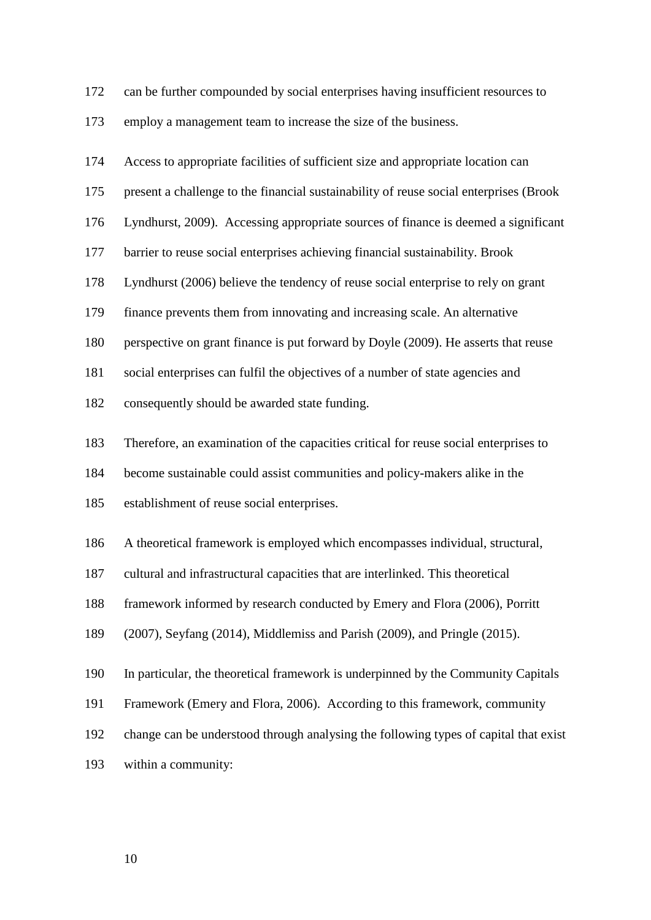can be further compounded by social enterprises having insufficient resources to employ a management team to increase the size of the business.

Access to appropriate facilities of sufficient size and appropriate location can present a challenge to the financial sustainability of reuse social enterprises (Brook Lyndhurst, 2009). Accessing appropriate sources of finance is deemed a significant barrier to reuse social enterprises achieving financial sustainability. Brook Lyndhurst (2006) believe the tendency of reuse social enterprise to rely on grant finance prevents them from innovating and increasing scale. An alternative perspective on grant finance is put forward by Doyle (2009). He asserts that reuse social enterprises can fulfil the objectives of a number of state agencies and consequently should be awarded state funding.

Therefore, an examination of the capacities critical for reuse social enterprises to become sustainable could assist communities and policy-makers alike in the establishment of reuse social enterprises.

A theoretical framework is employed which encompasses individual, structural, cultural and infrastructural capacities that are interlinked. This theoretical framework informed by research conducted by Emery and Flora (2006), Porritt (2007), Seyfang (2014), Middlemiss and Parish (2009), and Pringle (2015).

In particular, the theoretical framework is underpinned by the Community Capitals Framework (Emery and Flora, 2006). According to this framework, community change can be understood through analysing the following types of capital that exist within a community: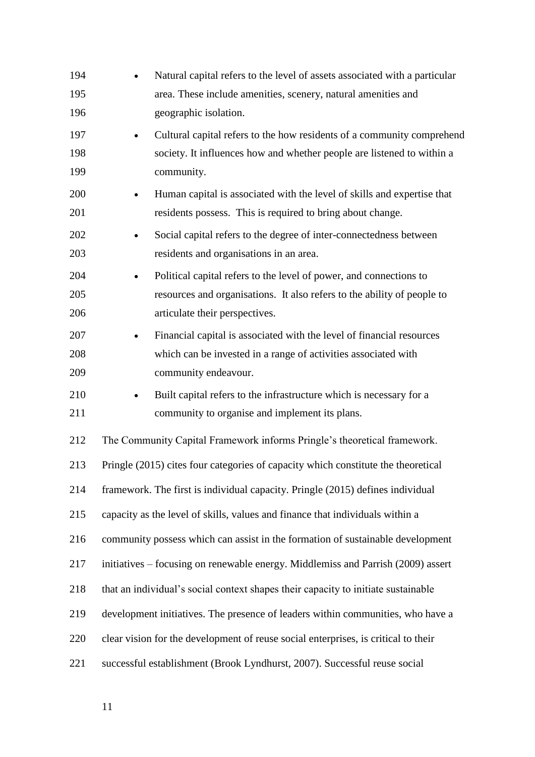- Natural capital refers to the level of assets associated with a particular area. These include amenities, scenery, natural amenities and geographic isolation.
- Cultural capital refers to the how residents of a community comprehend society. It influences how and whether people are listened to within a community.
- Human capital is associated with the level of skills and expertise that residents possess. This is required to bring about change.
- Social capital refers to the degree of inter-connectedness between residents and organisations in an area.
- Political capital refers to the level of power, and connections to resources and organisations. It also refers to the ability of people to articulate their perspectives.
- Financial capital is associated with the level of financial resources which can be invested in a range of activities associated with community endeavour.
- Built capital refers to the infrastructure which is necessary for a community to organise and implement its plans.

The Community Capital Framework informs Pringle's theoretical framework. Pringle (2015) cites four categories of capacity which constitute the theoretical framework. The first is individual capacity. Pringle (2015) defines individual capacity as the level of skills, values and finance that individuals within a community possess which can assist in the formation of sustainable development initiatives – focusing on renewable energy. Middlemiss and Parrish (2009) assert that an individual's social context shapes their capacity to initiate sustainable development initiatives. The presence of leaders within communities, who have a clear vision for the development of reuse social enterprises, is critical to their successful establishment (Brook Lyndhurst, 2007). Successful reuse social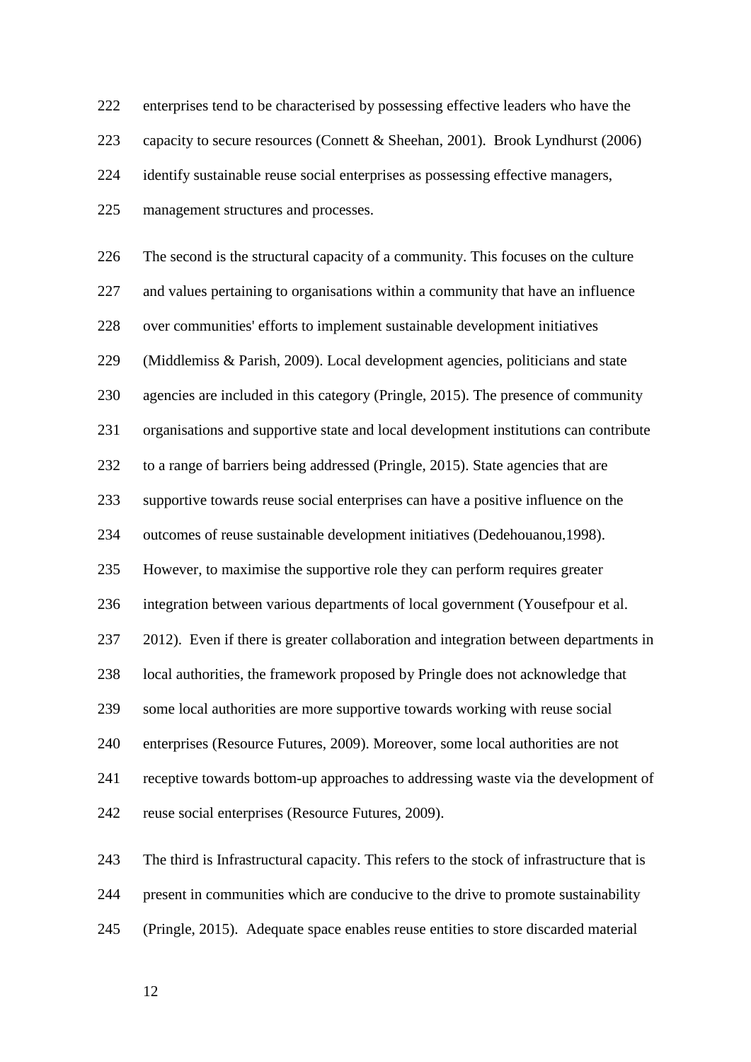enterprises tend to be characterised by possessing effective leaders who have the capacity to secure resources (Connett & Sheehan, 2001). Brook Lyndhurst (2006) identify sustainable reuse social enterprises as possessing effective managers, management structures and processes.

The second is the structural capacity of a community. This focuses on the culture and values pertaining to organisations within a community that have an influence over communities' efforts to implement sustainable development initiatives (Middlemiss & Parish, 2009). Local development agencies, politicians and state agencies are included in this category (Pringle, 2015). The presence of community organisations and supportive state and local development institutions can contribute to a range of barriers being addressed (Pringle, 2015). State agencies that are supportive towards reuse social enterprises can have a positive influence on the outcomes of reuse sustainable development initiatives (Dedehouanou,1998). However, to maximise the supportive role they can perform requires greater integration between various departments of local government (Yousefpour et al. 2012). Even if there is greater collaboration and integration between departments in local authorities, the framework proposed by Pringle does not acknowledge that some local authorities are more supportive towards working with reuse social enterprises (Resource Futures, 2009). Moreover, some local authorities are not receptive towards bottom-up approaches to addressing waste via the development of reuse social enterprises (Resource Futures, 2009).

The third is Infrastructural capacity. This refers to the stock of infrastructure that is present in communities which are conducive to the drive to promote sustainability (Pringle, 2015). Adequate space enables reuse entities to store discarded material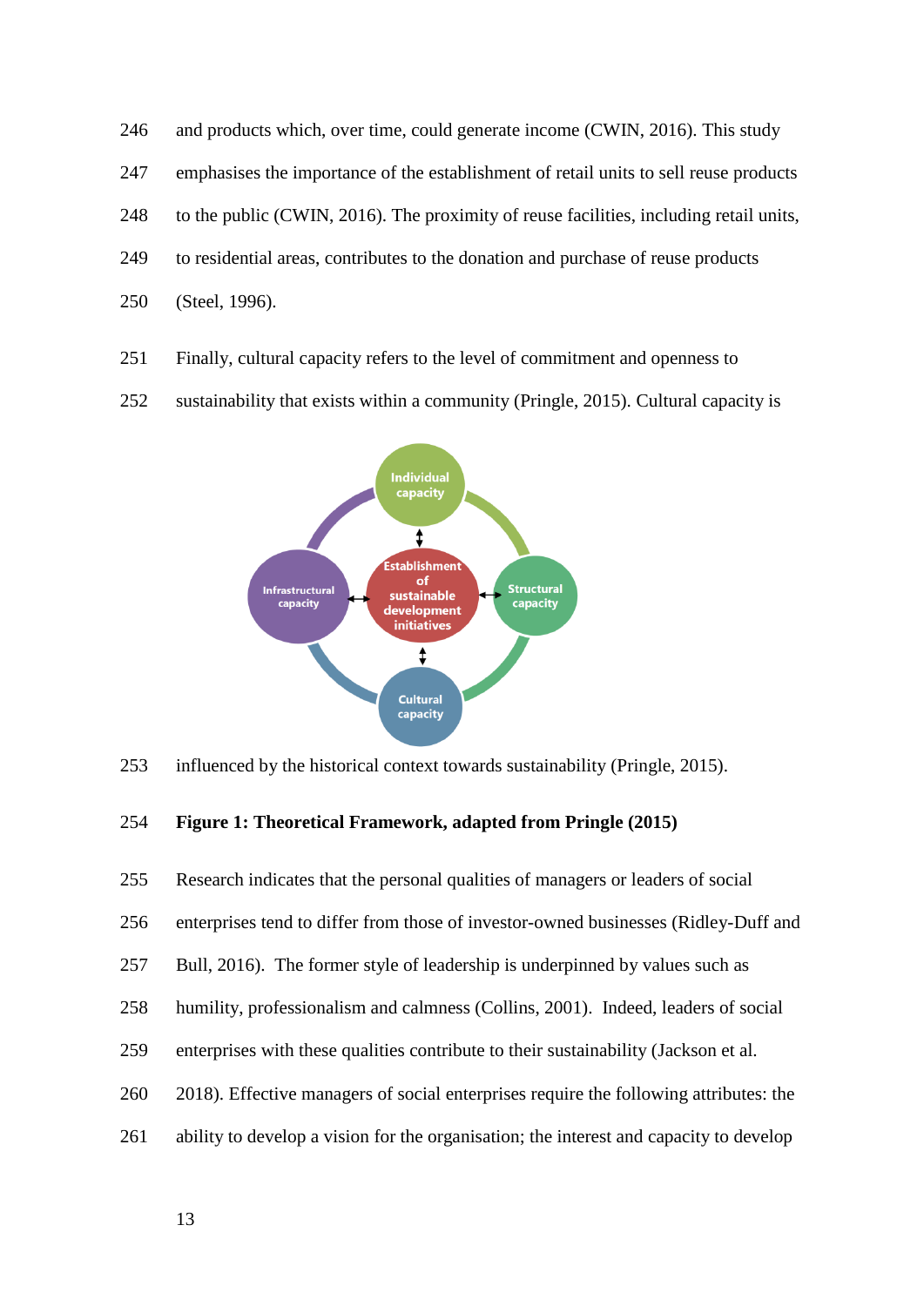and products which, over time, could generate income (CWIN, 2016). This study emphasises the importance of the establishment of retail units to sell reuse products to the public (CWIN, 2016). The proximity of reuse facilities, including retail units, to residential areas, contributes to the donation and purchase of reuse products (Steel, 1996).

Finally, cultural capacity refers to the level of commitment and openness to sustainability that exists within a community (Pringle, 2015). Cultural capacity is influenced by the historical context towards sustainability (Pringle, 2015).

**Figure 1: Theoretical Framework, adapted from Pringle (2015)**

Research indicates that the personal qualities of managers or leaders of social enterprises tend to differ from those of investor-owned businesses (Ridley-Duff and Bull, 2016). The former style of leadership is underpinned by values such as humility, professionalism and calmness (Collins, 2001). Indeed, leaders of social enterprises with these qualities contribute to their sustainability (Jackson et al. 2018). Effective managers of social enterprises require the following attributes: the ability to develop a vision for the organisation; the interest and capacity to develop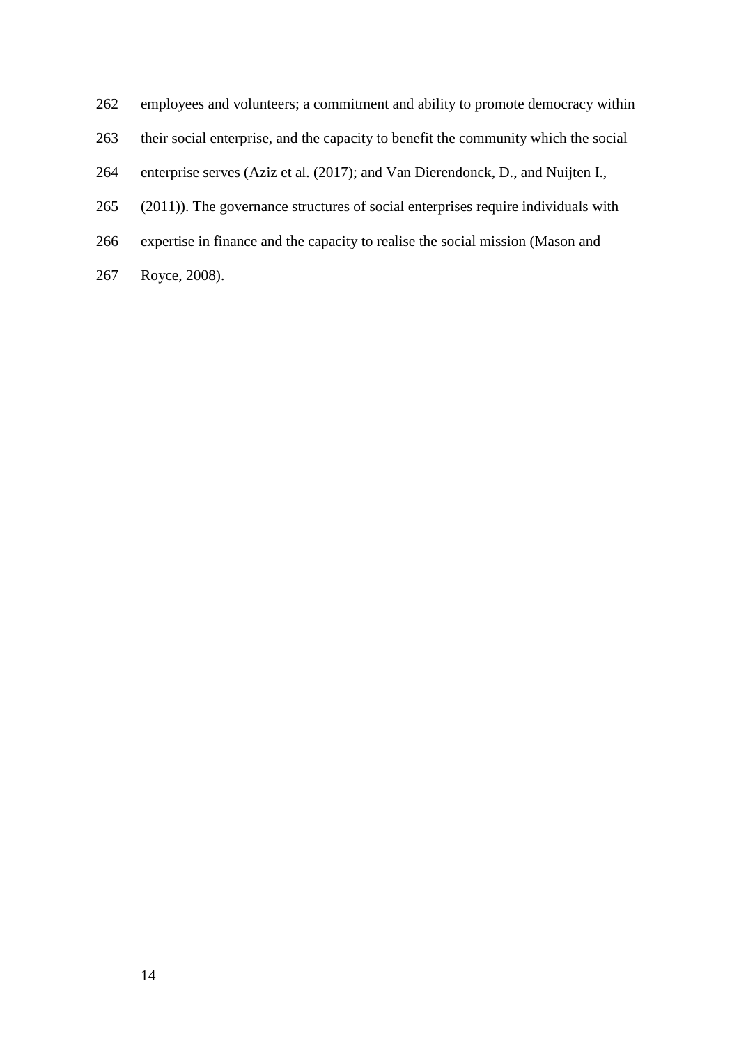employees and volunteers; a commitment and ability to promote democracy within their social enterprise, and the capacity to benefit the community which the social enterprise serves (Aziz et al. (2017); and Van Dierendonck, D., and Nuijten I., (2011)). The governance structures of social enterprises require individuals with expertise in finance and the capacity to realise the social mission (Mason and Royce, 2008).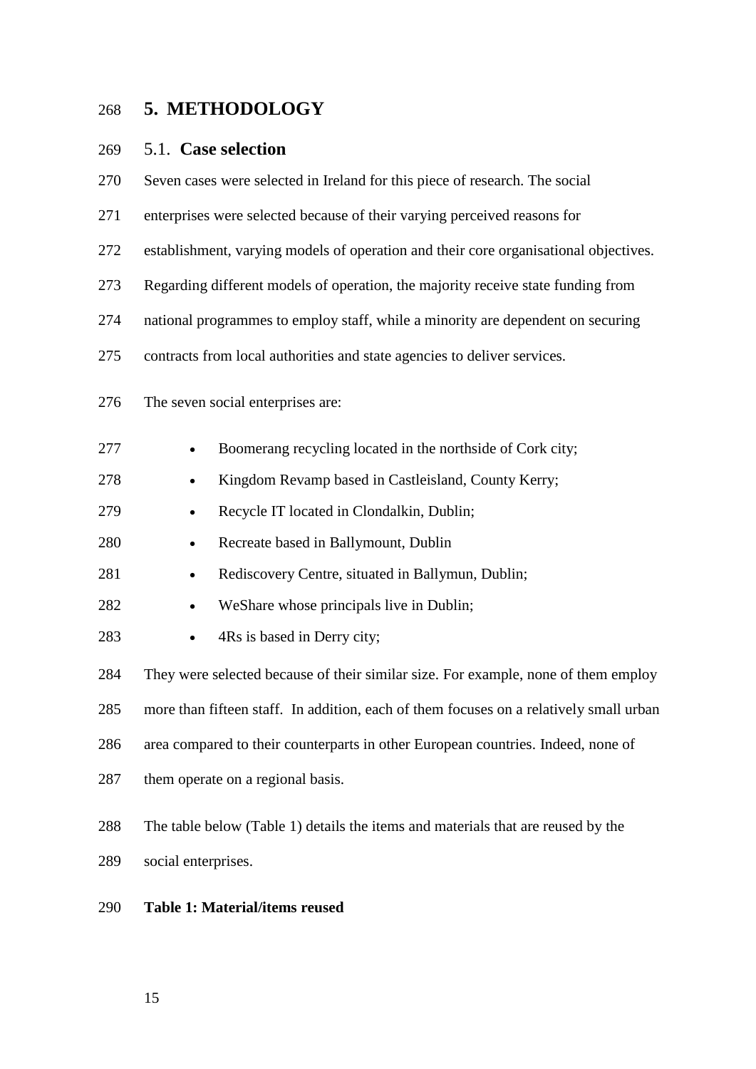# 5. METHODOLOGY

## 5.1. Case selection

Seven cases were selected in Ireland for this piece of research. The social enterprises were selected because of their varying perceived reasons for establishment, varying models of operation and their core organisational objectives. Regarding different models of operation, the majority receive state funding from national programmes to employ staff, while a minority are dependent on securing contracts from local authorities and state agencies to deliver services.

The seven social enterprises are:

- Boomerang recycling located in the northside of Cork city;
- Kingdom Revamp based in Castleisland, County Kerry;
- Recycle IT located in Clondalkin, Dublin;
- Recreate based in Ballymount, Dublin
- Rediscovery Centre, situated in Ballymun, Dublin;
- WeShare whose principals live in Dublin;
- 4Rs is based in Derry city;

They were selected because of their similar size. For example, none of them employ more than fifteen staff. In addition, each of them focuses on a relatively small urban area compared to their counterparts in other European countries. Indeed, none of them operate on a regional basis.

The table below (Table 1) details the items and materials that are reused by the social enterprises.

**Table 1: Material/items reused**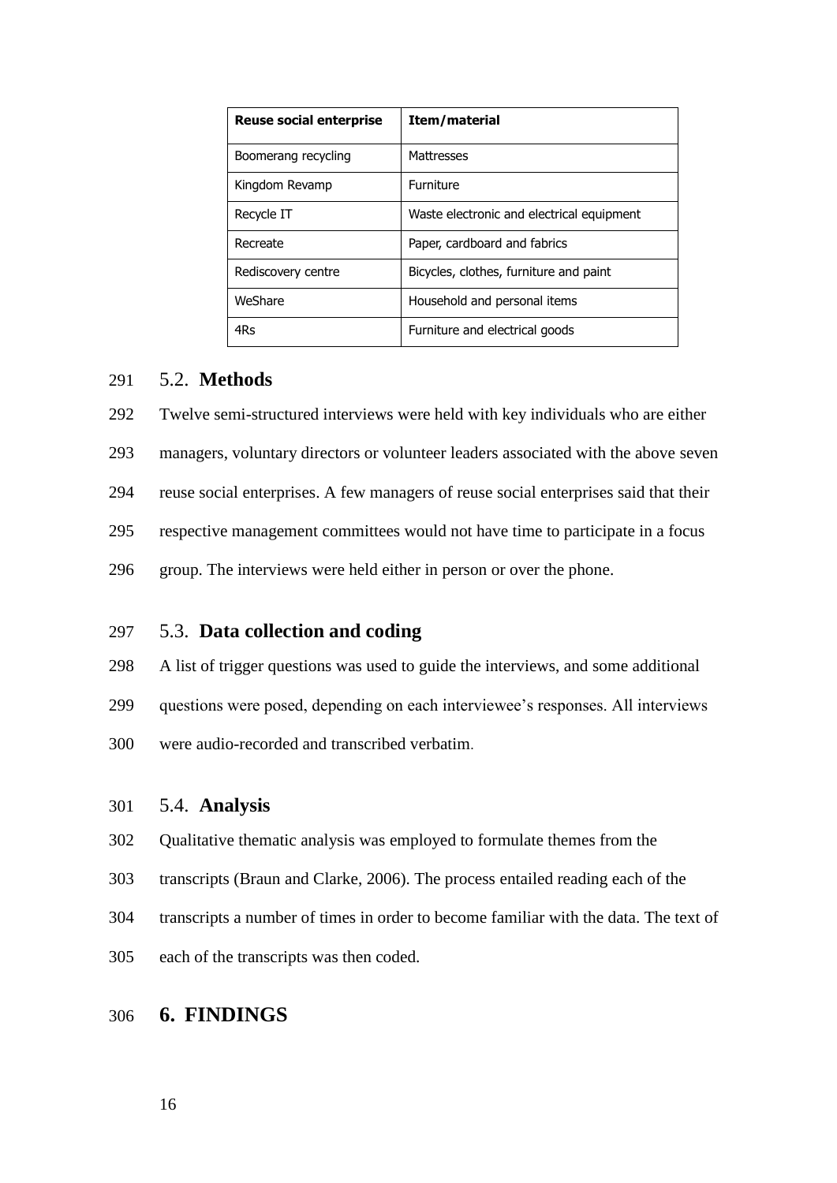| Reuse social enterprise | Item/material |
|---|---|
| Boomerang recycling | Mattresses |
| Kingdom Revamp | Furniture |
| Recycle IT | Waste electronic and electrical equipment |
| Recreate | Paper, cardboard and fabrics |
| Rediscovery centre | Bicycles, clothes, furniture and paint |
| WeShare | Household and personal items |
| 4Rs | Furniture and electrical goods |

### 5.2. Methods

Twelve semi-structured interviews were held with key individuals who are either managers, voluntary directors or volunteer leaders associated with the above seven reuse social enterprises. A few managers of reuse social enterprises said that their respective management committees would not have time to participate in a focus group. The interviews were held either in person or over the phone.

### 5.3. Data collection and coding

A list of trigger questions was used to guide the interviews, and some additional questions were posed, depending on each interviewee's responses. All interviews were audio-recorded and transcribed verbatim.

### 5.4. Analysis

Qualitative thematic analysis was employed to formulate themes from the transcripts (Braun and Clarke, 2006). The process entailed reading each of the transcripts a number of times in order to become familiar with the data. The text of each of the transcripts was then coded.

## 6. FINDINGS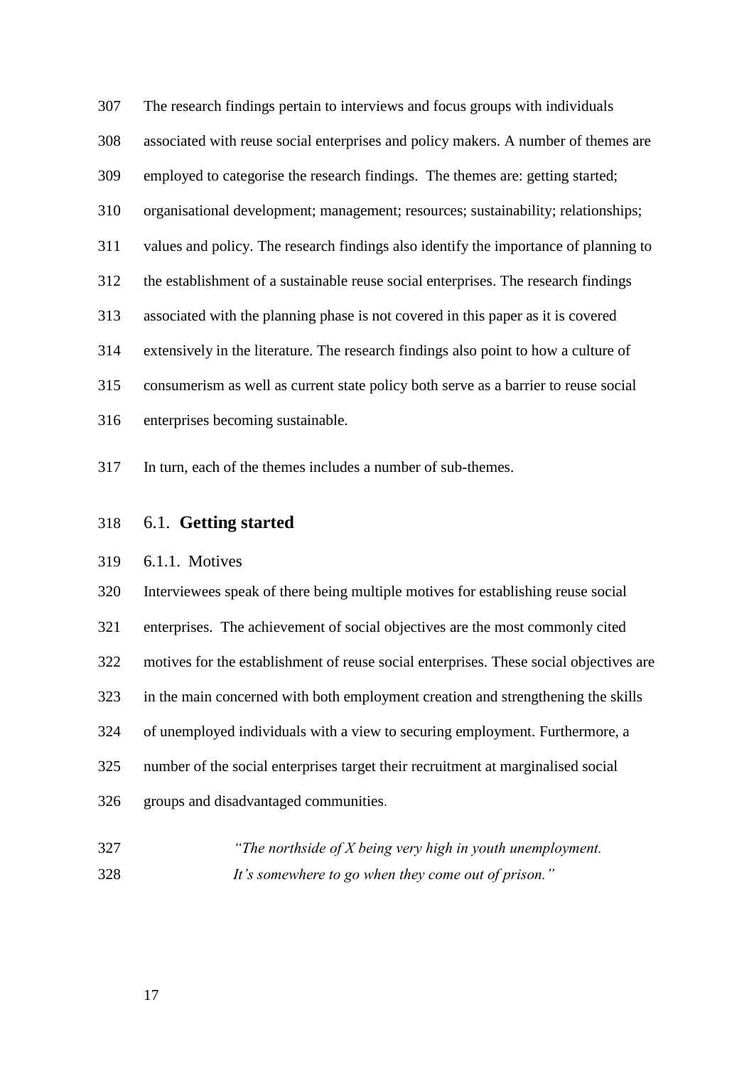The research findings pertain to interviews and focus groups with individuals associated with reuse social enterprises and policy makers. A number of themes are employed to categorise the research findings. The themes are: getting started; organisational development; management; resources; sustainability; relationships; values and policy. The research findings also identify the importance of planning to the establishment of a sustainable reuse social enterprises. The research findings associated with the planning phase is not covered in this paper as it is covered extensively in the literature. The research findings also point to how a culture of consumerism as well as current state policy both serve as a barrier to reuse social enterprises becoming sustainable.

In turn, each of the themes includes a number of sub-themes.

## 6.1. **Getting started**

### 6.1.1. Motives

Interviewees speak of there being multiple motives for establishing reuse social enterprises. The achievement of social objectives are the most commonly cited motives for the establishment of reuse social enterprises. These social objectives are in the main concerned with both employment creation and strengthening the skills of unemployed individuals with a view to securing employment. Furthermore, a number of the social enterprises target their recruitment at marginalised social groups and disadvantaged communities.

> *"The northside of X being very high in youth unemployment. It's somewhere to go when they come out of prison."*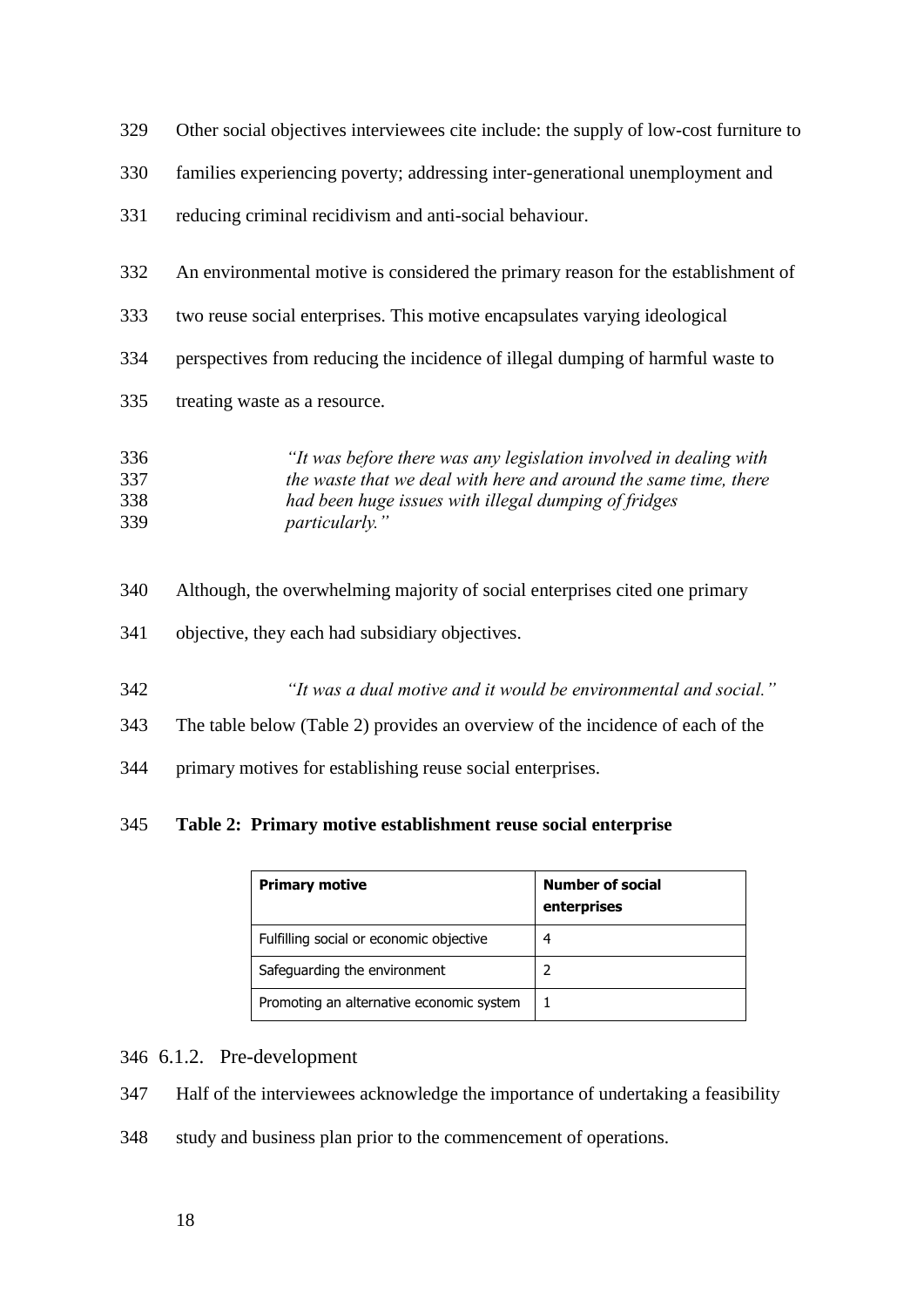Other social objectives interviewees cite include: the supply of low-cost furniture to families experiencing poverty; addressing inter-generational unemployment and reducing criminal recidivism and anti-social behaviour.

An environmental motive is considered the primary reason for the establishment of two reuse social enterprises. This motive encapsulates varying ideological perspectives from reducing the incidence of illegal dumping of harmful waste to treating waste as a resource.

> *"It was before there was any legislation involved in dealing with the waste that we deal with here and around the same time, there had been huge issues with illegal dumping of fridges particularly."*

Although, the overwhelming majority of social enterprises cited one primary objective, they each had subsidiary objectives.

> *"It was a dual motive and it would be environmental and social."*

The table below (Table 2) provides an overview of the incidence of each of the primary motives for establishing reuse social enterprises.

**Table 2: Primary motive establishment reuse social enterprise**

| **Primary motive** | **Number of social enterprises** |
|---|---|
| Fulfilling social or economic objective | 4 |
| Safeguarding the environment | 2 |
| Promoting an alternative economic system | 1 |

### 6.1.2. Pre-development

Half of the interviewees acknowledge the importance of undertaking a feasibility study and business plan prior to the commencement of operations.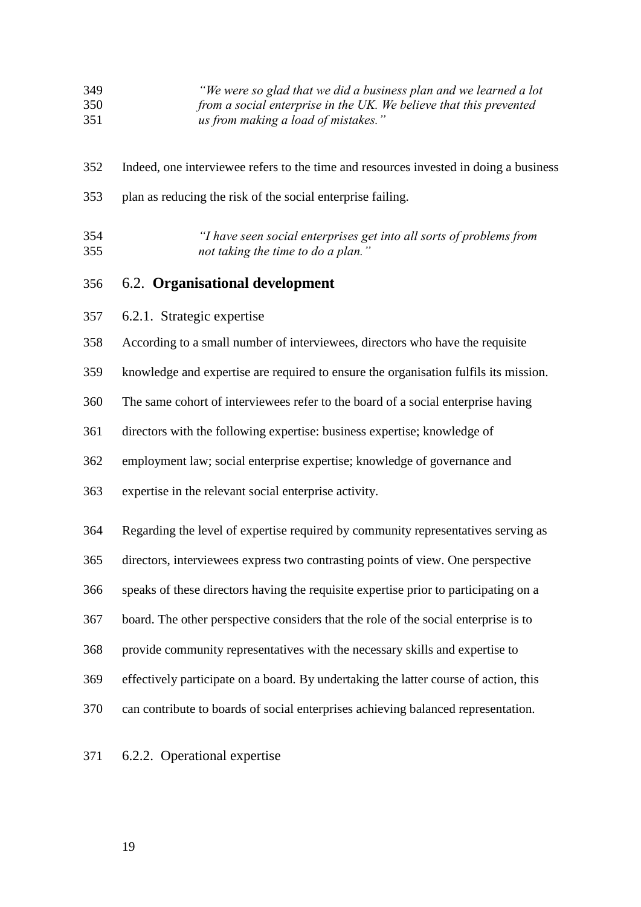> *"We were so glad that we did a business plan and we learned a lot from a social enterprise in the UK. We believe that this prevented us from making a load of mistakes."*

Indeed, one interviewee refers to the time and resources invested in doing a business plan as reducing the risk of the social enterprise failing.

> *"I have seen social enterprises get into all sorts of problems from not taking the time to do a plan."*

## 6.2. Organisational development

### 6.2.1. Strategic expertise

According to a small number of interviewees, directors who have the requisite knowledge and expertise are required to ensure the organisation fulfils its mission. The same cohort of interviewees refer to the board of a social enterprise having directors with the following expertise: business expertise; knowledge of employment law; social enterprise expertise; knowledge of governance and expertise in the relevant social enterprise activity.

Regarding the level of expertise required by community representatives serving as directors, interviewees express two contrasting points of view. One perspective speaks of these directors having the requisite expertise prior to participating on a board. The other perspective considers that the role of the social enterprise is to provide community representatives with the necessary skills and expertise to effectively participate on a board. By undertaking the latter course of action, this can contribute to boards of social enterprises achieving balanced representation.

### 6.2.2. Operational expertise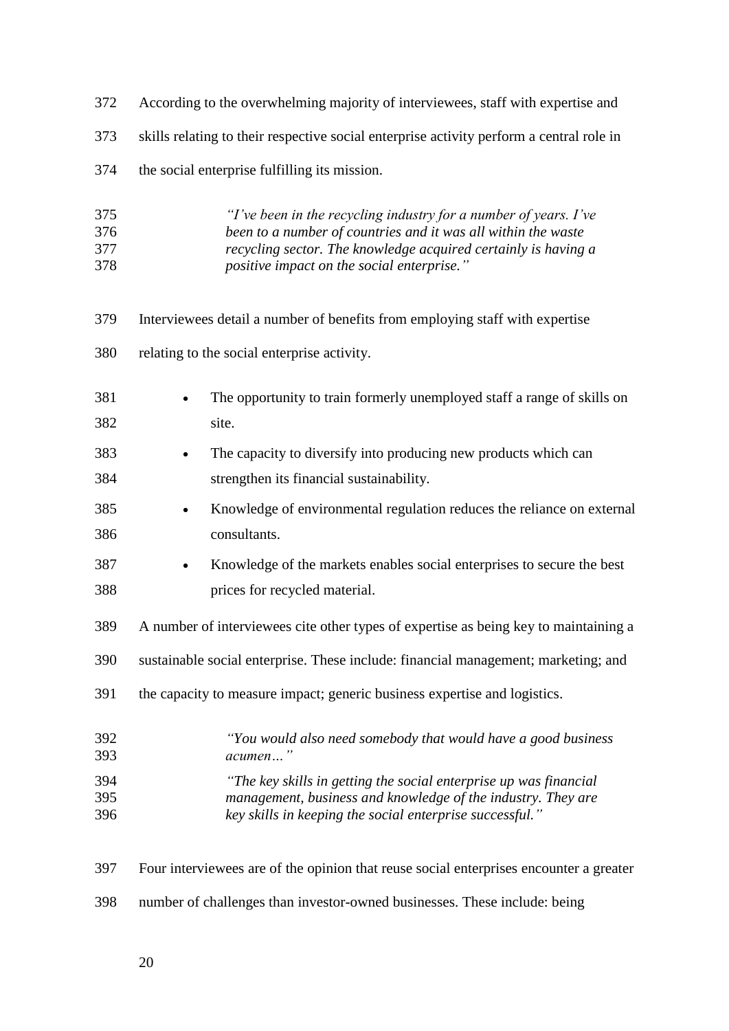According to the overwhelming majority of interviewees, staff with expertise and skills relating to their respective social enterprise activity perform a central role in the social enterprise fulfilling its mission.

> *"I've been in the recycling industry for a number of years. I've been to a number of countries and it was all within the waste recycling sector. The knowledge acquired certainly is having a positive impact on the social enterprise."*

Interviewees detail a number of benefits from employing staff with expertise relating to the social enterprise activity.

- The opportunity to train formerly unemployed staff a range of skills on site.
- The capacity to diversify into producing new products which can strengthen its financial sustainability.
- Knowledge of environmental regulation reduces the reliance on external consultants.
- Knowledge of the markets enables social enterprises to secure the best prices for recycled material.

A number of interviewees cite other types of expertise as being key to maintaining a sustainable social enterprise. These include: financial management; marketing; and the capacity to measure impact; generic business expertise and logistics.

> *"You would also need somebody that would have a good business acumen…"*
>
> *"The key skills in getting the social enterprise up was financial management, business and knowledge of the industry. They are key skills in keeping the social enterprise successful."*

Four interviewees are of the opinion that reuse social enterprises encounter a greater number of challenges than investor-owned businesses. These include: being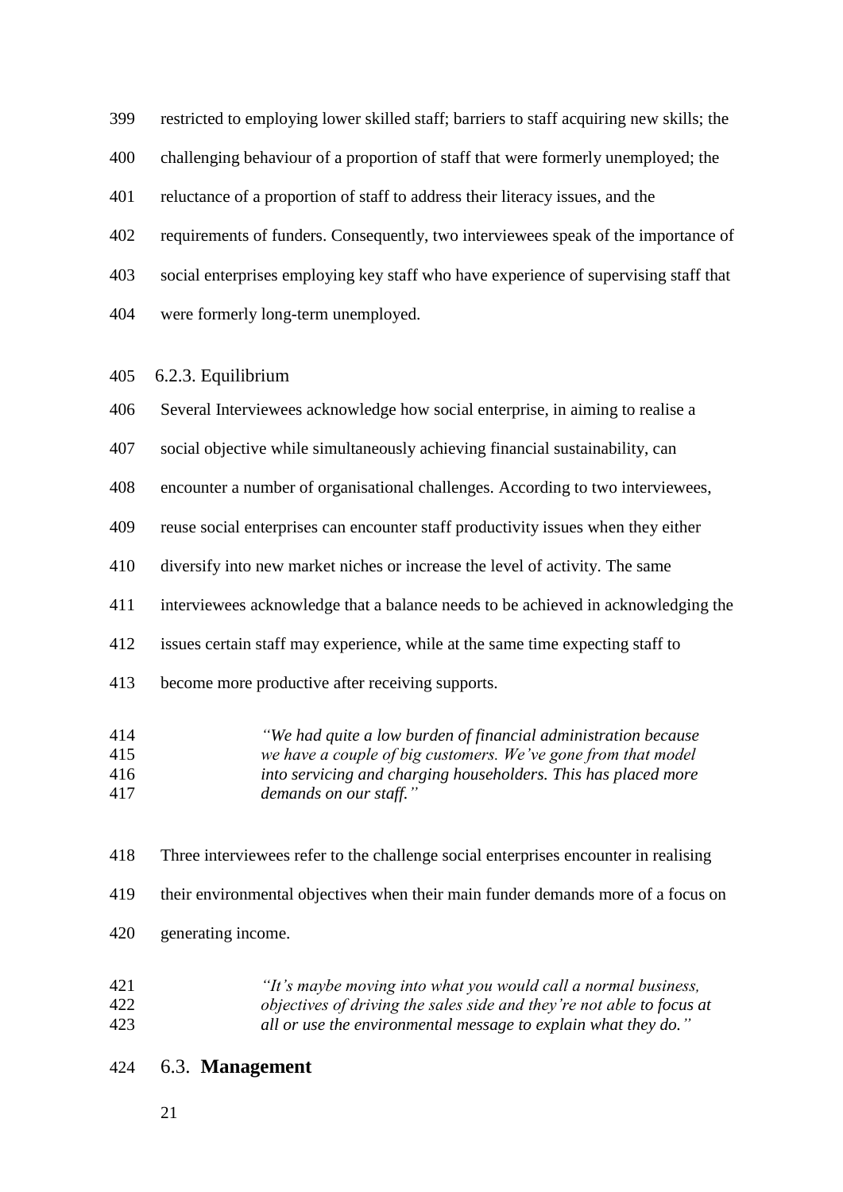restricted to employing lower skilled staff; barriers to staff acquiring new skills; the challenging behaviour of a proportion of staff that were formerly unemployed; the reluctance of a proportion of staff to address their literacy issues, and the requirements of funders. Consequently, two interviewees speak of the importance of social enterprises employing key staff who have experience of supervising staff that were formerly long-term unemployed.

### 6.2.3. Equilibrium

Several Interviewees acknowledge how social enterprise, in aiming to realise a social objective while simultaneously achieving financial sustainability, can encounter a number of organisational challenges. According to two interviewees, reuse social enterprises can encounter staff productivity issues when they either diversify into new market niches or increase the level of activity. The same interviewees acknowledge that a balance needs to be achieved in acknowledging the issues certain staff may experience, while at the same time expecting staff to become more productive after receiving supports.

> *"We had quite a low burden of financial administration because we have a couple of big customers. We've gone from that model into servicing and charging householders. This has placed more demands on our staff."*

Three interviewees refer to the challenge social enterprises encounter in realising their environmental objectives when their main funder demands more of a focus on generating income.

> *"It's maybe moving into what you would call a normal business, objectives of driving the sales side and they're not able to focus at all or use the environmental message to explain what they do."*

## 6.3. **Management**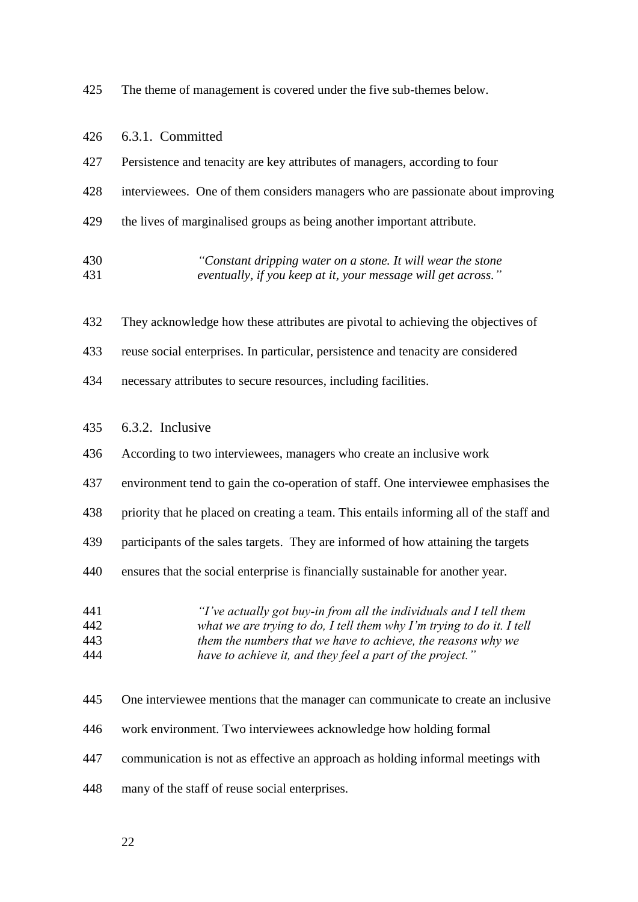The theme of management is covered under the five sub-themes below.

### 6.3.1. Committed

Persistence and tenacity are key attributes of managers, according to four interviewees. One of them considers managers who are passionate about improving the lives of marginalised groups as being another important attribute.

> *"Constant dripping water on a stone. It will wear the stone eventually, if you keep at it, your message will get across."*

They acknowledge how these attributes are pivotal to achieving the objectives of reuse social enterprises. In particular, persistence and tenacity are considered necessary attributes to secure resources, including facilities.

### 6.3.2. Inclusive

According to two interviewees, managers who create an inclusive work environment tend to gain the co-operation of staff. One interviewee emphasises the priority that he placed on creating a team. This entails informing all of the staff and participants of the sales targets. They are informed of how attaining the targets ensures that the social enterprise is financially sustainable for another year.

> *"I've actually got buy-in from all the individuals and I tell them what we are trying to do, I tell them why I'm trying to do it. I tell them the numbers that we have to achieve, the reasons why we have to achieve it, and they feel a part of the project."*

One interviewee mentions that the manager can communicate to create an inclusive work environment. Two interviewees acknowledge how holding formal communication is not as effective an approach as holding informal meetings with many of the staff of reuse social enterprises.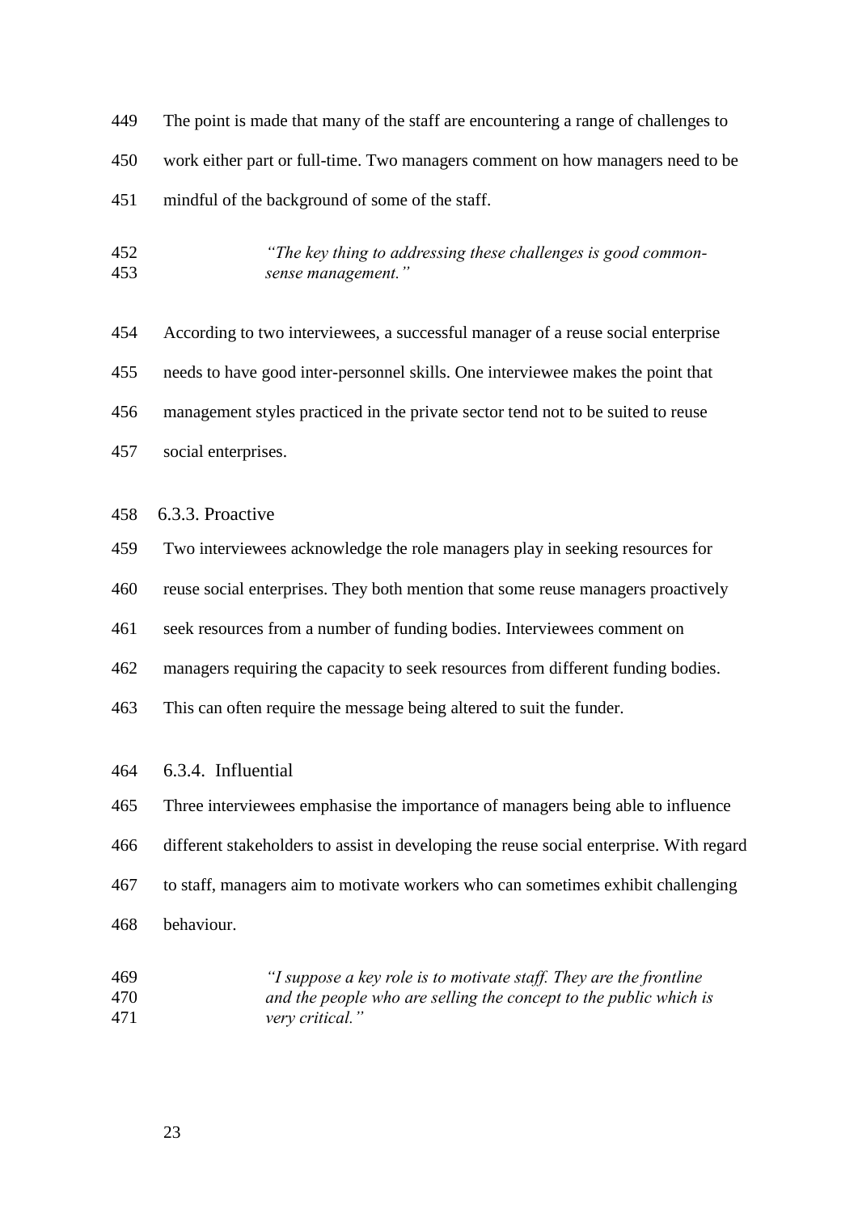The point is made that many of the staff are encountering a range of challenges to work either part or full-time. Two managers comment on how managers need to be mindful of the background of some of the staff.

> *"The key thing to addressing these challenges is good common-sense management."*

According to two interviewees, a successful manager of a reuse social enterprise needs to have good inter-personnel skills. One interviewee makes the point that management styles practiced in the private sector tend not to be suited to reuse social enterprises.

#### 6.3.3. Proactive

Two interviewees acknowledge the role managers play in seeking resources for reuse social enterprises. They both mention that some reuse managers proactively seek resources from a number of funding bodies. Interviewees comment on managers requiring the capacity to seek resources from different funding bodies. This can often require the message being altered to suit the funder.

#### 6.3.4. Influential

Three interviewees emphasise the importance of managers being able to influence different stakeholders to assist in developing the reuse social enterprise. With regard to staff, managers aim to motivate workers who can sometimes exhibit challenging behaviour.

> *"I suppose a key role is to motivate staff. They are the frontline and the people who are selling the concept to the public which is very critical."*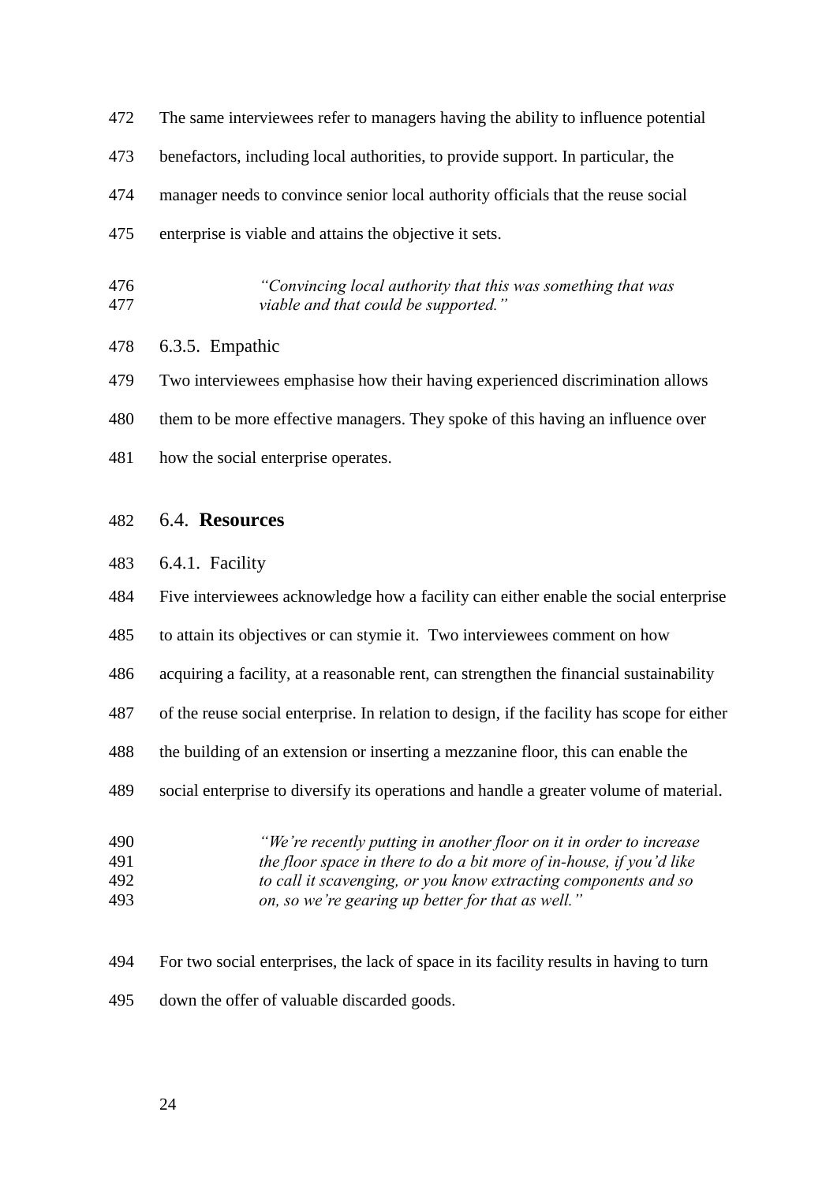The same interviewees refer to managers having the ability to influence potential benefactors, including local authorities, to provide support. In particular, the manager needs to convince senior local authority officials that the reuse social enterprise is viable and attains the objective it sets.

> *"Convincing local authority that this was something that was viable and that could be supported."*

#### 6.3.5. Empathic

Two interviewees emphasise how their having experienced discrimination allows them to be more effective managers. They spoke of this having an influence over how the social enterprise operates.

### 6.4. **Resources**

#### 6.4.1. Facility

Five interviewees acknowledge how a facility can either enable the social enterprise to attain its objectives or can stymie it. Two interviewees comment on how acquiring a facility, at a reasonable rent, can strengthen the financial sustainability of the reuse social enterprise. In relation to design, if the facility has scope for either the building of an extension or inserting a mezzanine floor, this can enable the social enterprise to diversify its operations and handle a greater volume of material.

> *"We're recently putting in another floor on it in order to increase the floor space in there to do a bit more of in-house, if you'd like to call it scavenging, or you know extracting components and so on, so we're gearing up better for that as well."*

For two social enterprises, the lack of space in its facility results in having to turn down the offer of valuable discarded goods.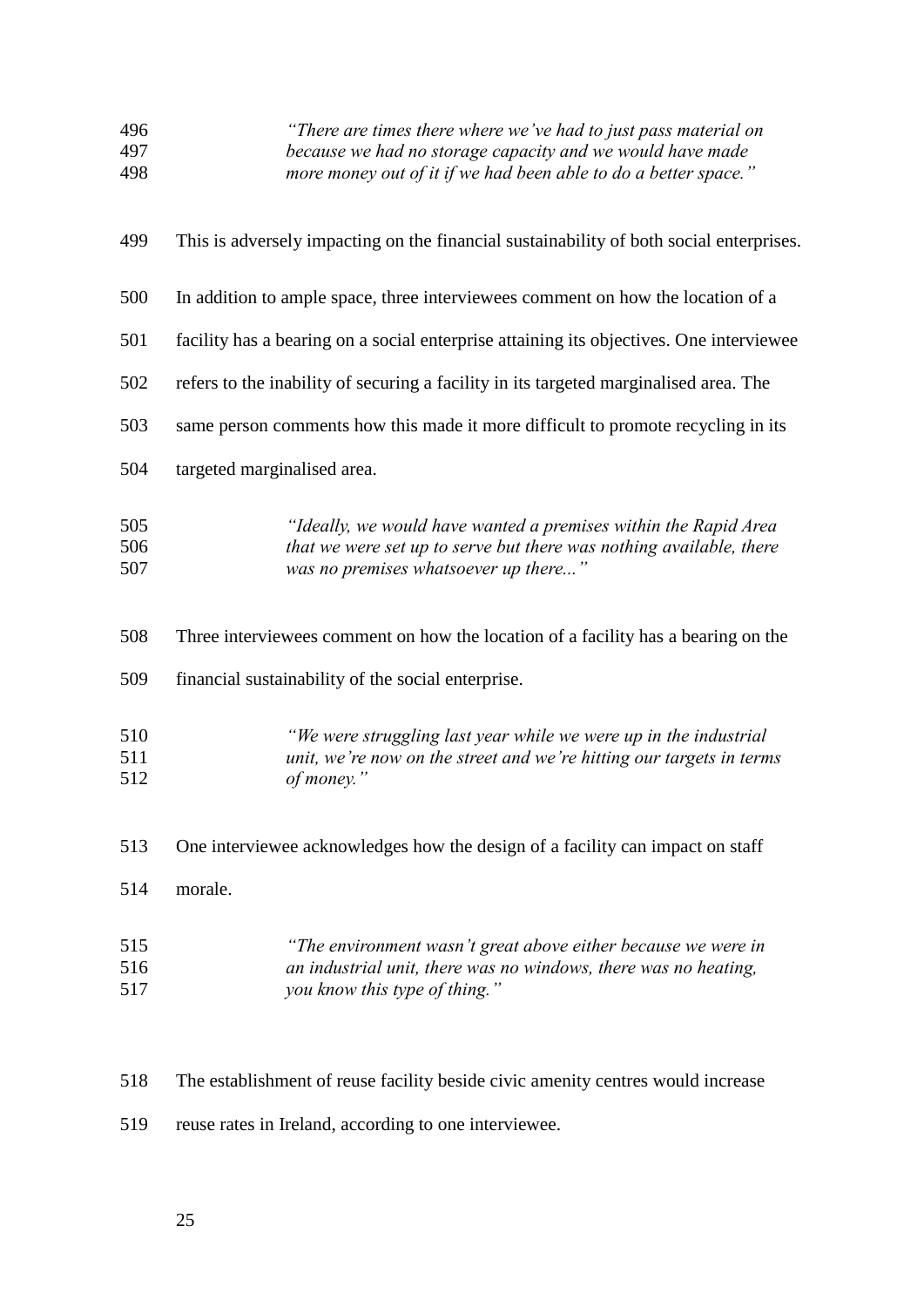> *"There are times there where we've had to just pass material on because we had no storage capacity and we would have made more money out of it if we had been able to do a better space."*

This is adversely impacting on the financial sustainability of both social enterprises.

In addition to ample space, three interviewees comment on how the location of a facility has a bearing on a social enterprise attaining its objectives. One interviewee refers to the inability of securing a facility in its targeted marginalised area. The same person comments how this made it more difficult to promote recycling in its targeted marginalised area.

> *"Ideally, we would have wanted a premises within the Rapid Area that we were set up to serve but there was nothing available, there was no premises whatsoever up there..."*

Three interviewees comment on how the location of a facility has a bearing on the financial sustainability of the social enterprise.

> *"We were struggling last year while we were up in the industrial unit, we're now on the street and we're hitting our targets in terms of money."*

One interviewee acknowledges how the design of a facility can impact on staff morale.

> *"The environment wasn't great above either because we were in an industrial unit, there was no windows, there was no heating, you know this type of thing."*

The establishment of reuse facility beside civic amenity centres would increase reuse rates in Ireland, according to one interviewee.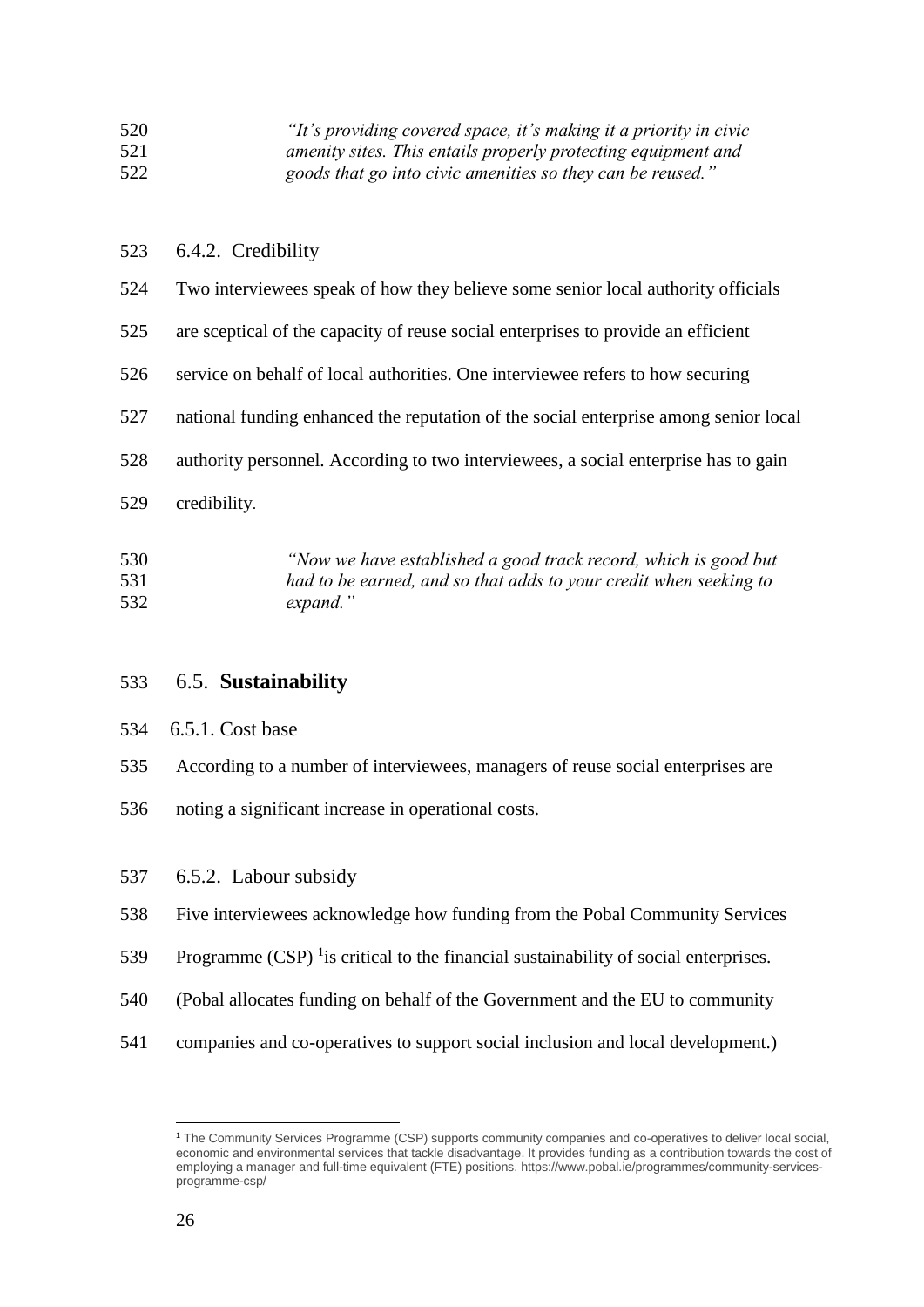> *"It's providing covered space, it's making it a priority in civic amenity sites. This entails properly protecting equipment and goods that go into civic amenities so they can be reused."*

#### 6.4.2. Credibility

Two interviewees speak of how they believe some senior local authority officials are sceptical of the capacity of reuse social enterprises to provide an efficient service on behalf of local authorities. One interviewee refers to how securing national funding enhanced the reputation of the social enterprise among senior local authority personnel. According to two interviewees, a social enterprise has to gain credibility.

> *"Now we have established a good track record, which is good but had to be earned, and so that adds to your credit when seeking to expand."*

### 6.5. **Sustainability**

#### 6.5.1. Cost base

According to a number of interviewees, managers of reuse social enterprises are noting a significant increase in operational costs.

#### 6.5.2. Labour subsidy

Five interviewees acknowledge how funding from the Pobal Community Services Programme (CSP) [1]is critical to the financial sustainability of social enterprises. (Pobal allocates funding on behalf of the Government and the EU to community companies and co-operatives to support social inclusion and local development.)

[1] The Community Services Programme (CSP) supports community companies and co-operatives to deliver local social, economic and environmental services that tackle disadvantage. It provides funding as a contribution towards the cost of employing a manager and full-time equivalent (FTE) positions. https://www.pobal.ie/programmes/community-services-programme-csp/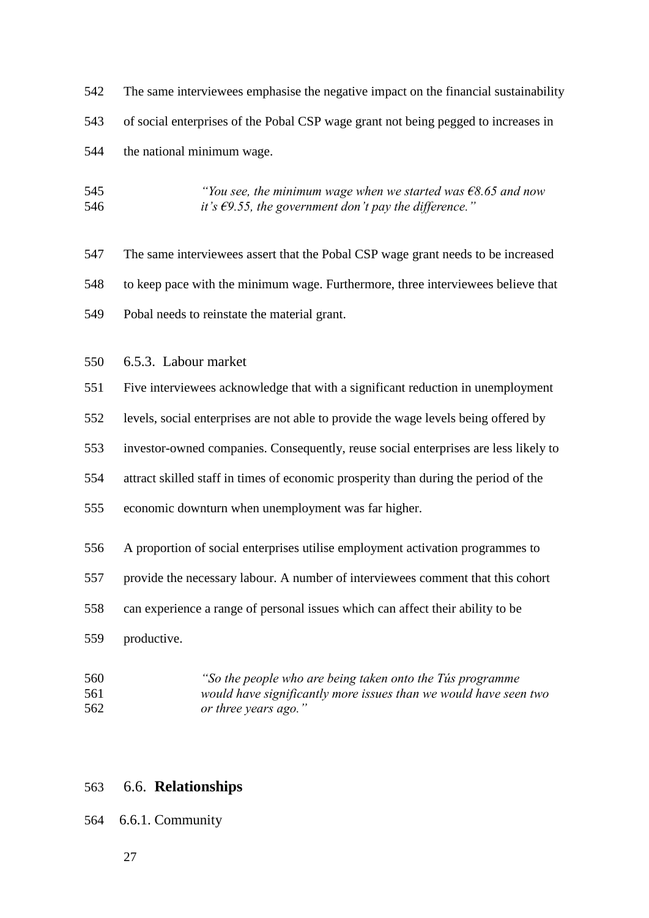The same interviewees emphasise the negative impact on the financial sustainability of social enterprises of the Pobal CSP wage grant not being pegged to increases in the national minimum wage.

> *"You see, the minimum wage when we started was €8.65 and now it's €9.55, the government don't pay the difference."*

The same interviewees assert that the Pobal CSP wage grant needs to be increased to keep pace with the minimum wage. Furthermore, three interviewees believe that Pobal needs to reinstate the material grant.

### 6.5.3. Labour market

Five interviewees acknowledge that with a significant reduction in unemployment levels, social enterprises are not able to provide the wage levels being offered by investor-owned companies. Consequently, reuse social enterprises are less likely to attract skilled staff in times of economic prosperity than during the period of the economic downturn when unemployment was far higher.

A proportion of social enterprises utilise employment activation programmes to provide the necessary labour. A number of interviewees comment that this cohort can experience a range of personal issues which can affect their ability to be productive.

> *"So the people who are being taken onto the Tús programme would have significantly more issues than we would have seen two or three years ago."*

## 6.6. **Relationships**

### 6.6.1. Community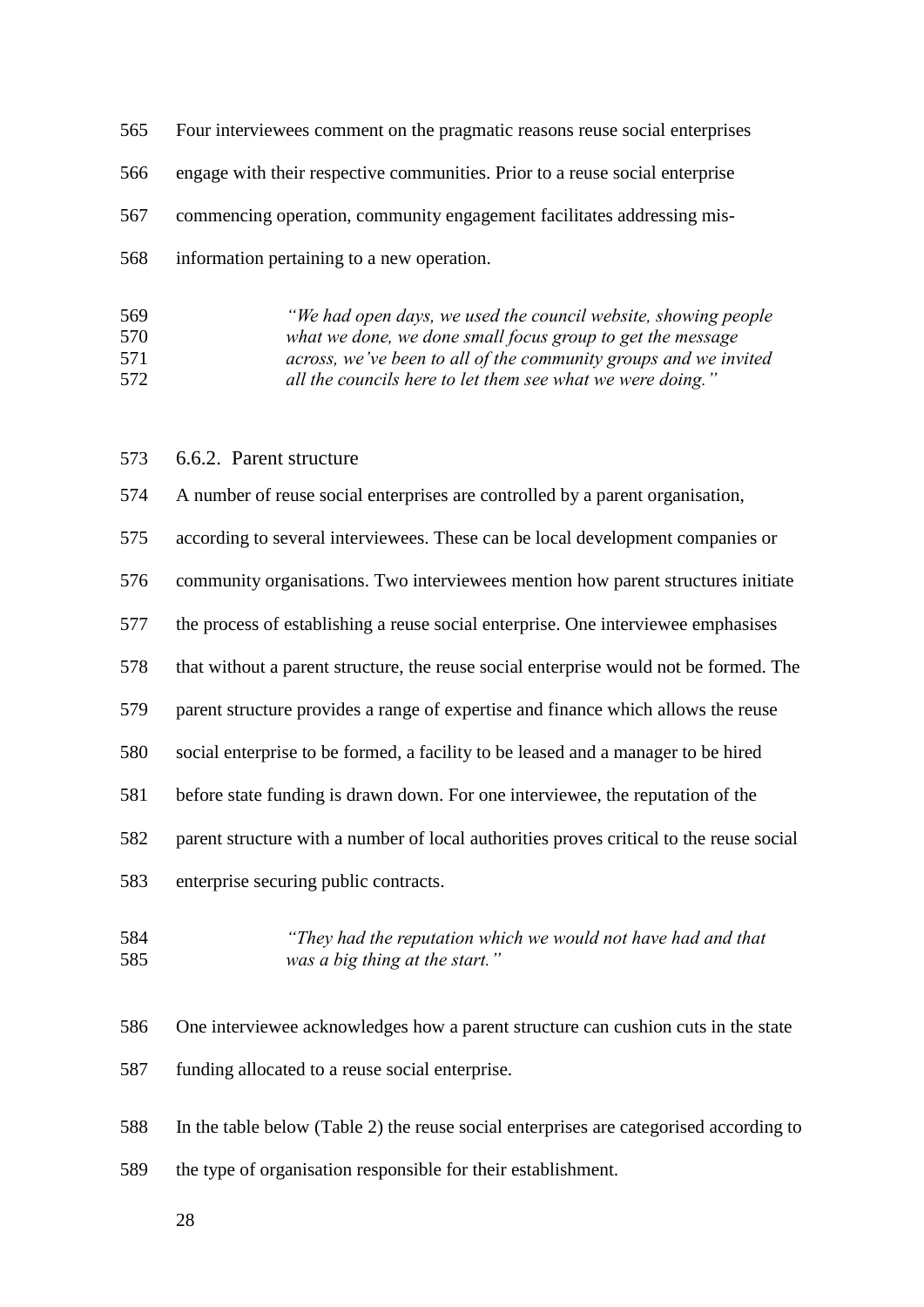Four interviewees comment on the pragmatic reasons reuse social enterprises engage with their respective communities. Prior to a reuse social enterprise commencing operation, community engagement facilitates addressing mis-information pertaining to a new operation.

> *"We had open days, we used the council website, showing people what we done, we done small focus group to get the message across, we've been to all of the community groups and we invited all the councils here to let them see what we were doing."*

### 6.6.2. Parent structure

A number of reuse social enterprises are controlled by a parent organisation, according to several interviewees. These can be local development companies or community organisations. Two interviewees mention how parent structures initiate the process of establishing a reuse social enterprise. One interviewee emphasises that without a parent structure, the reuse social enterprise would not be formed. The parent structure provides a range of expertise and finance which allows the reuse social enterprise to be formed, a facility to be leased and a manager to be hired before state funding is drawn down. For one interviewee, the reputation of the parent structure with a number of local authorities proves critical to the reuse social enterprise securing public contracts.

> *"They had the reputation which we would not have had and that was a big thing at the start."*

One interviewee acknowledges how a parent structure can cushion cuts in the state funding allocated to a reuse social enterprise.

In the table below (Table 2) the reuse social enterprises are categorised according to the type of organisation responsible for their establishment.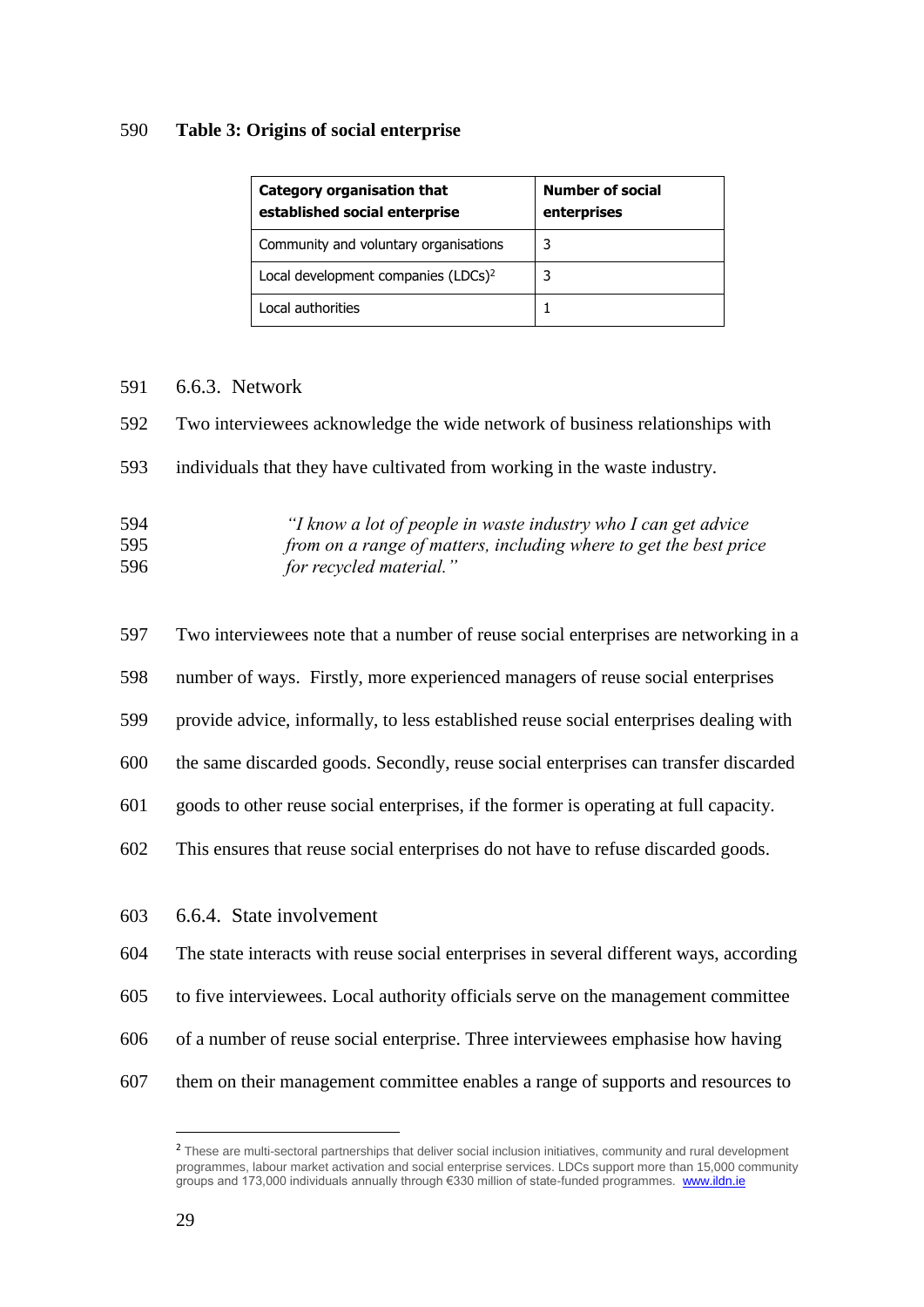**Table 3: Origins of social enterprise**

| Category organisation that established social enterprise | Number of social enterprises |
|---|---|
| Community and voluntary organisations | 3 |
| Local development companies (LDCs)[2] | 3 |
| Local authorities | 1 |

### 6.6.3. Network

Two interviewees acknowledge the wide network of business relationships with individuals that they have cultivated from working in the waste industry.

> *"I know a lot of people in waste industry who I can get advice from on a range of matters, including where to get the best price for recycled material."*

Two interviewees note that a number of reuse social enterprises are networking in a number of ways. Firstly, more experienced managers of reuse social enterprises provide advice, informally, to less established reuse social enterprises dealing with the same discarded goods. Secondly, reuse social enterprises can transfer discarded goods to other reuse social enterprises, if the former is operating at full capacity. This ensures that reuse social enterprises do not have to refuse discarded goods.

### 6.6.4. State involvement

The state interacts with reuse social enterprises in several different ways, according to five interviewees. Local authority officials serve on the management committee of a number of reuse social enterprise. Three interviewees emphasise how having them on their management committee enables a range of supports and resources to

---

[2] These are multi-sectoral partnerships that deliver social inclusion initiatives, community and rural development programmes, labour market activation and social enterprise services. LDCs support more than 15,000 community groups and 173,000 individuals annually through €330 million of state-funded programmes. www.ildn.ie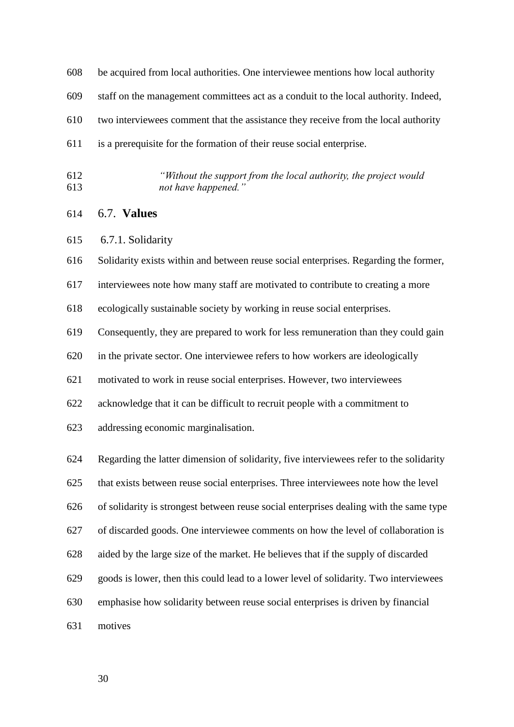be acquired from local authorities. One interviewee mentions how local authority staff on the management committees act as a conduit to the local authority. Indeed, two interviewees comment that the assistance they receive from the local authority is a prerequisite for the formation of their reuse social enterprise.

> *"Without the support from the local authority, the project would not have happened."*

## 6.7. Values

### 6.7.1. Solidarity

Solidarity exists within and between reuse social enterprises. Regarding the former, interviewees note how many staff are motivated to contribute to creating a more ecologically sustainable society by working in reuse social enterprises. Consequently, they are prepared to work for less remuneration than they could gain in the private sector. One interviewee refers to how workers are ideologically motivated to work in reuse social enterprises. However, two interviewees acknowledge that it can be difficult to recruit people with a commitment to addressing economic marginalisation.

Regarding the latter dimension of solidarity, five interviewees refer to the solidarity that exists between reuse social enterprises. Three interviewees note how the level of solidarity is strongest between reuse social enterprises dealing with the same type of discarded goods. One interviewee comments on how the level of collaboration is aided by the large size of the market. He believes that if the supply of discarded goods is lower, then this could lead to a lower level of solidarity. Two interviewees emphasise how solidarity between reuse social enterprises is driven by financial motives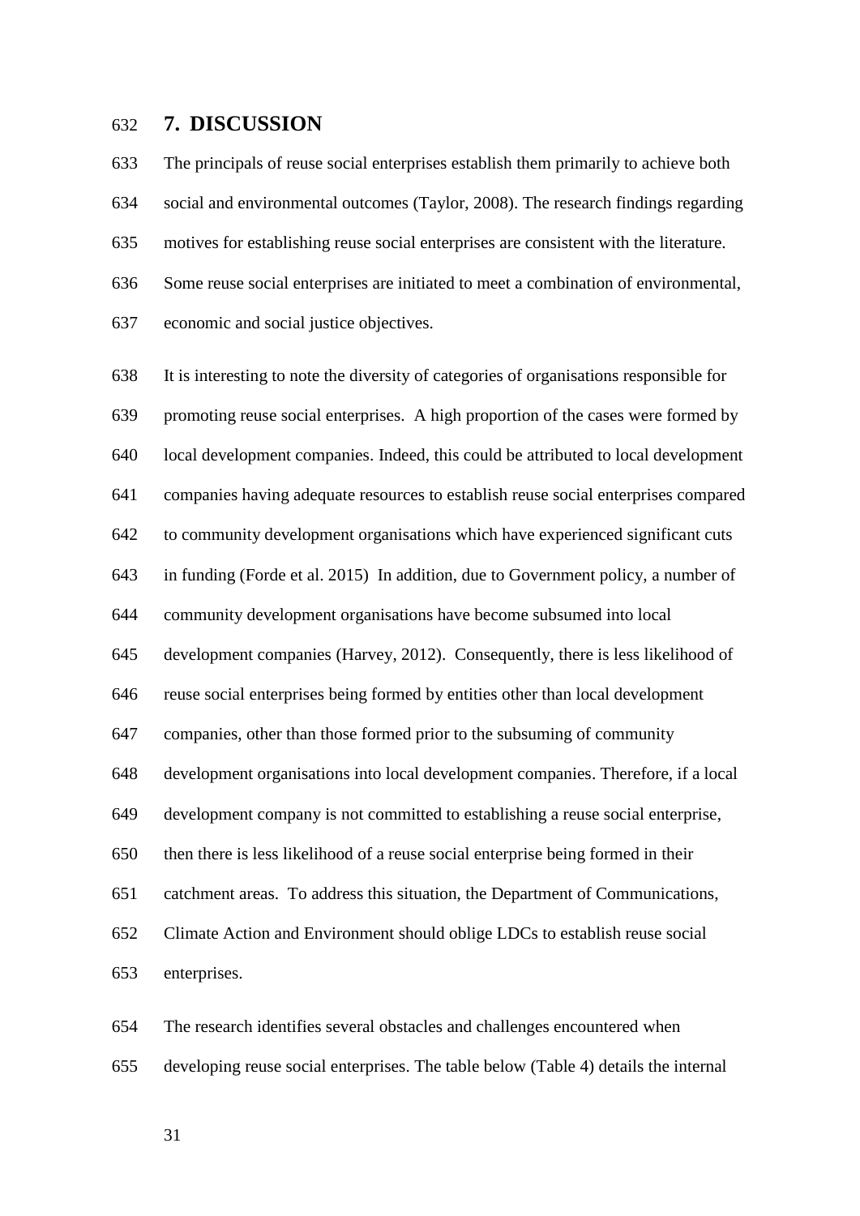## 7. DISCUSSION

The principals of reuse social enterprises establish them primarily to achieve both social and environmental outcomes (Taylor, 2008). The research findings regarding motives for establishing reuse social enterprises are consistent with the literature. Some reuse social enterprises are initiated to meet a combination of environmental, economic and social justice objectives.

It is interesting to note the diversity of categories of organisations responsible for promoting reuse social enterprises. A high proportion of the cases were formed by local development companies. Indeed, this could be attributed to local development companies having adequate resources to establish reuse social enterprises compared to community development organisations which have experienced significant cuts in funding (Forde et al. 2015) In addition, due to Government policy, a number of community development organisations have become subsumed into local development companies (Harvey, 2012). Consequently, there is less likelihood of reuse social enterprises being formed by entities other than local development companies, other than those formed prior to the subsuming of community development organisations into local development companies. Therefore, if a local development company is not committed to establishing a reuse social enterprise, then there is less likelihood of a reuse social enterprise being formed in their catchment areas. To address this situation, the Department of Communications, Climate Action and Environment should oblige LDCs to establish reuse social enterprises.

The research identifies several obstacles and challenges encountered when developing reuse social enterprises. The table below (Table 4) details the internal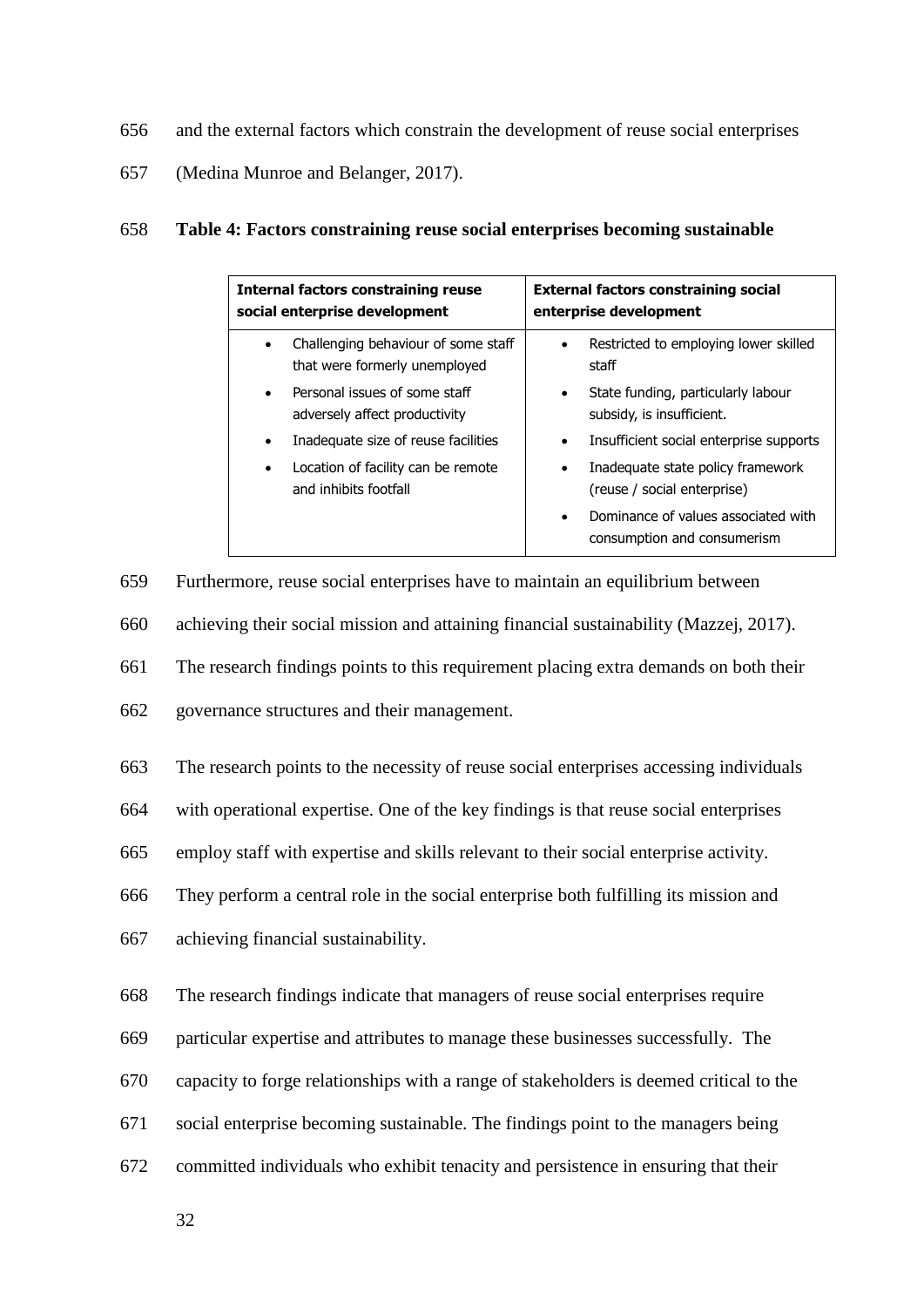and the external factors which constrain the development of reuse social enterprises (Medina Munroe and Belanger, 2017).

**Table 4: Factors constraining reuse social enterprises becoming sustainable**

| Internal factors constraining reuse social enterprise development | External factors constraining social enterprise development |
|---|---|
| • Challenging behaviour of some staff that were formerly unemployed<br>• Personal issues of some staff adversely affect productivity<br>• Inadequate size of reuse facilities<br>• Location of facility can be remote and inhibits footfall | • Restricted to employing lower skilled staff<br>• State funding, particularly labour subsidy, is insufficient.<br>• Insufficient social enterprise supports<br>• Inadequate state policy framework (reuse / social enterprise)<br>• Dominance of values associated with consumption and consumerism |

Furthermore, reuse social enterprises have to maintain an equilibrium between achieving their social mission and attaining financial sustainability (Mazzej, 2017). The research findings points to this requirement placing extra demands on both their governance structures and their management.

The research points to the necessity of reuse social enterprises accessing individuals with operational expertise. One of the key findings is that reuse social enterprises employ staff with expertise and skills relevant to their social enterprise activity. They perform a central role in the social enterprise both fulfilling its mission and achieving financial sustainability.

The research findings indicate that managers of reuse social enterprises require particular expertise and attributes to manage these businesses successfully. The capacity to forge relationships with a range of stakeholders is deemed critical to the social enterprise becoming sustainable. The findings point to the managers being committed individuals who exhibit tenacity and persistence in ensuring that their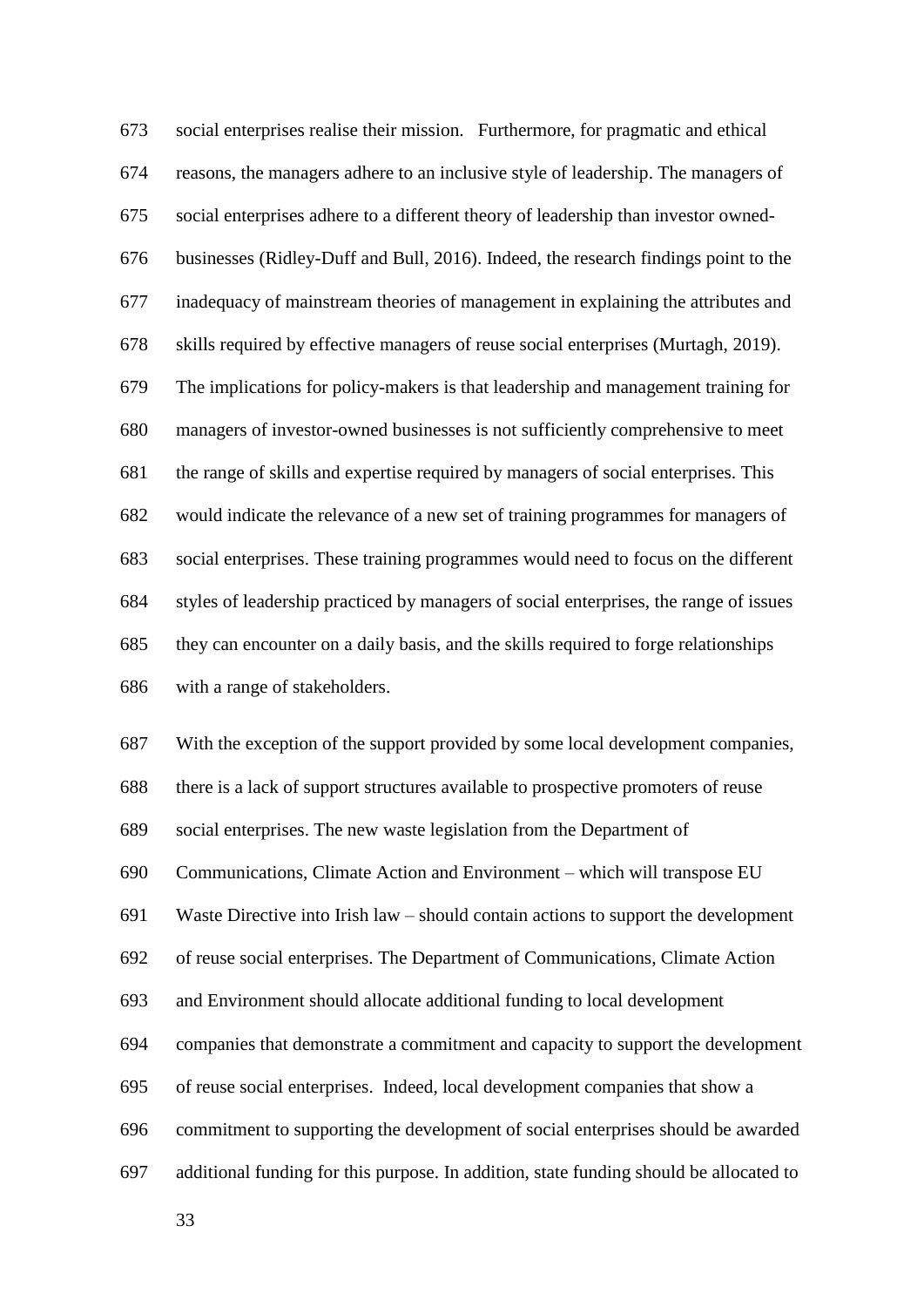social enterprises realise their mission. Furthermore, for pragmatic and ethical reasons, the managers adhere to an inclusive style of leadership. The managers of social enterprises adhere to a different theory of leadership than investor owned-businesses (Ridley-Duff and Bull, 2016). Indeed, the research findings point to the inadequacy of mainstream theories of management in explaining the attributes and skills required by effective managers of reuse social enterprises (Murtagh, 2019). The implications for policy-makers is that leadership and management training for managers of investor-owned businesses is not sufficiently comprehensive to meet the range of skills and expertise required by managers of social enterprises. This would indicate the relevance of a new set of training programmes for managers of social enterprises. These training programmes would need to focus on the different styles of leadership practiced by managers of social enterprises, the range of issues they can encounter on a daily basis, and the skills required to forge relationships with a range of stakeholders.

With the exception of the support provided by some local development companies, there is a lack of support structures available to prospective promoters of reuse social enterprises. The new waste legislation from the Department of Communications, Climate Action and Environment – which will transpose EU Waste Directive into Irish law – should contain actions to support the development of reuse social enterprises. The Department of Communications, Climate Action and Environment should allocate additional funding to local development companies that demonstrate a commitment and capacity to support the development of reuse social enterprises. Indeed, local development companies that show a commitment to supporting the development of social enterprises should be awarded additional funding for this purpose. In addition, state funding should be allocated to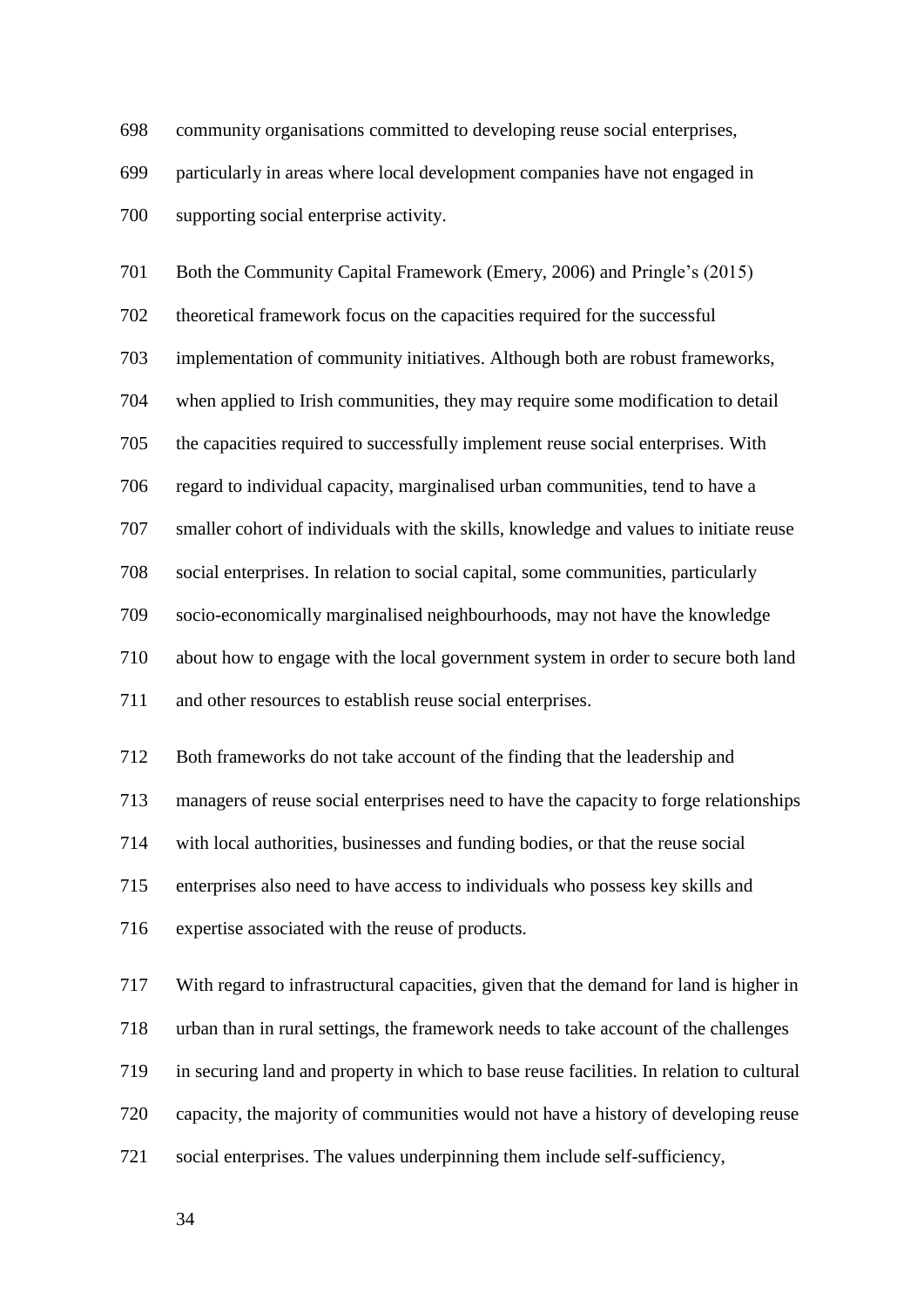community organisations committed to developing reuse social enterprises, particularly in areas where local development companies have not engaged in supporting social enterprise activity.

Both the Community Capital Framework (Emery, 2006) and Pringle's (2015) theoretical framework focus on the capacities required for the successful implementation of community initiatives. Although both are robust frameworks, when applied to Irish communities, they may require some modification to detail the capacities required to successfully implement reuse social enterprises. With regard to individual capacity, marginalised urban communities, tend to have a smaller cohort of individuals with the skills, knowledge and values to initiate reuse social enterprises. In relation to social capital, some communities, particularly socio-economically marginalised neighbourhoods, may not have the knowledge about how to engage with the local government system in order to secure both land and other resources to establish reuse social enterprises.

Both frameworks do not take account of the finding that the leadership and managers of reuse social enterprises need to have the capacity to forge relationships with local authorities, businesses and funding bodies, or that the reuse social enterprises also need to have access to individuals who possess key skills and expertise associated with the reuse of products.

With regard to infrastructural capacities, given that the demand for land is higher in urban than in rural settings, the framework needs to take account of the challenges in securing land and property in which to base reuse facilities. In relation to cultural capacity, the majority of communities would not have a history of developing reuse social enterprises. The values underpinning them include self-sufficiency,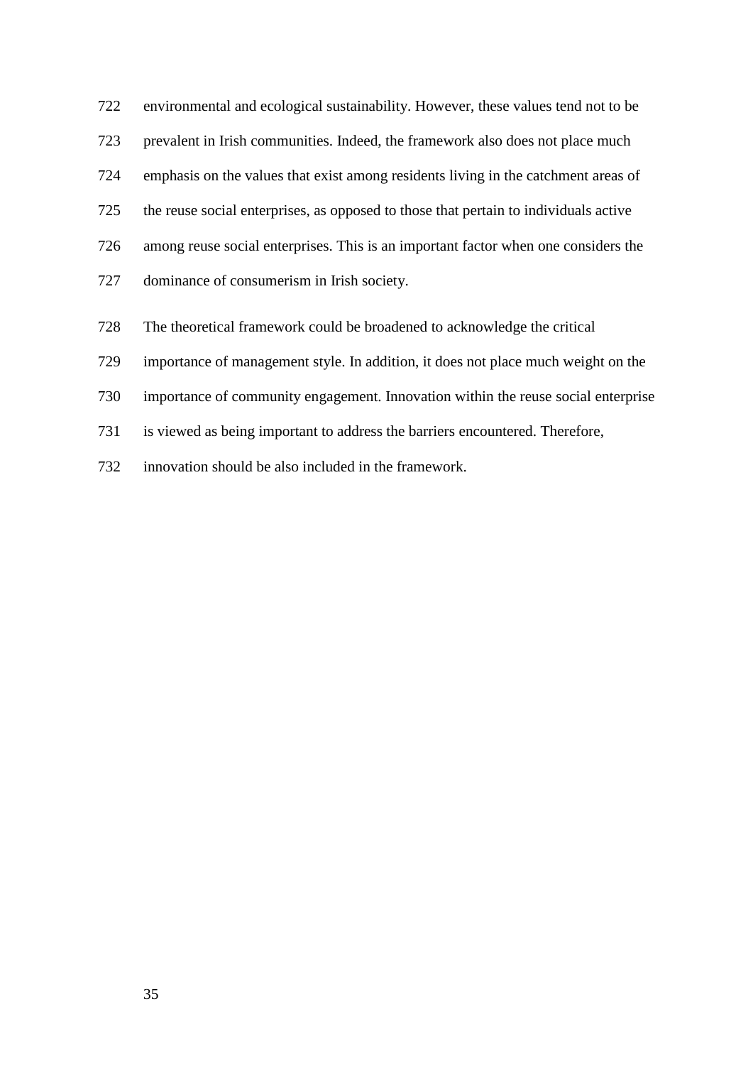environmental and ecological sustainability. However, these values tend not to be prevalent in Irish communities. Indeed, the framework also does not place much emphasis on the values that exist among residents living in the catchment areas of the reuse social enterprises, as opposed to those that pertain to individuals active among reuse social enterprises. This is an important factor when one considers the dominance of consumerism in Irish society.

The theoretical framework could be broadened to acknowledge the critical importance of management style. In addition, it does not place much weight on the importance of community engagement. Innovation within the reuse social enterprise is viewed as being important to address the barriers encountered. Therefore, innovation should be also included in the framework.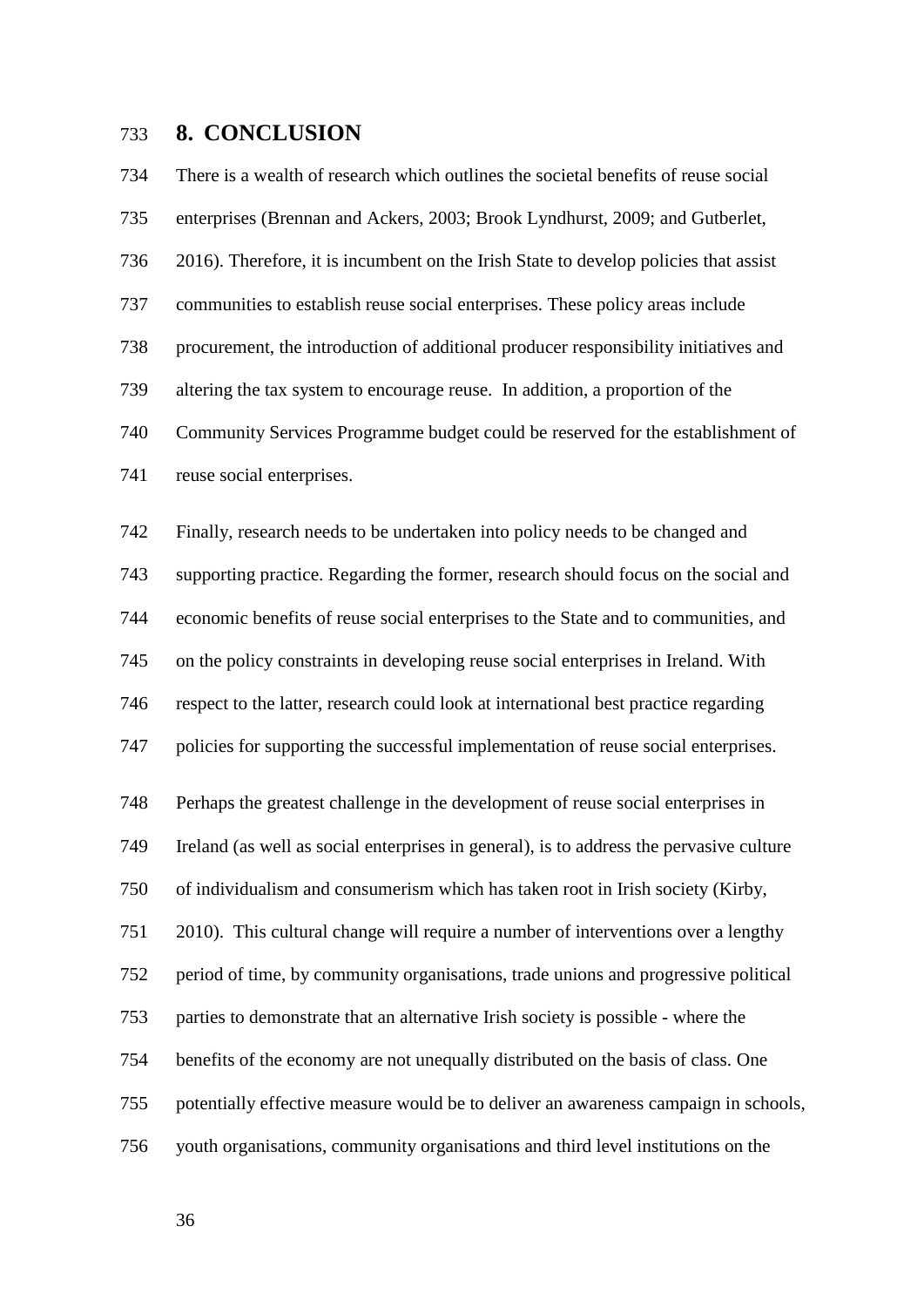## 8. CONCLUSION

There is a wealth of research which outlines the societal benefits of reuse social enterprises (Brennan and Ackers, 2003; Brook Lyndhurst, 2009; and Gutberlet, 2016). Therefore, it is incumbent on the Irish State to develop policies that assist communities to establish reuse social enterprises. These policy areas include procurement, the introduction of additional producer responsibility initiatives and altering the tax system to encourage reuse. In addition, a proportion of the Community Services Programme budget could be reserved for the establishment of reuse social enterprises.

Finally, research needs to be undertaken into policy needs to be changed and supporting practice. Regarding the former, research should focus on the social and economic benefits of reuse social enterprises to the State and to communities, and on the policy constraints in developing reuse social enterprises in Ireland. With respect to the latter, research could look at international best practice regarding policies for supporting the successful implementation of reuse social enterprises.

Perhaps the greatest challenge in the development of reuse social enterprises in Ireland (as well as social enterprises in general), is to address the pervasive culture of individualism and consumerism which has taken root in Irish society (Kirby, 2010). This cultural change will require a number of interventions over a lengthy period of time, by community organisations, trade unions and progressive political parties to demonstrate that an alternative Irish society is possible - where the benefits of the economy are not unequally distributed on the basis of class. One potentially effective measure would be to deliver an awareness campaign in schools, youth organisations, community organisations and third level institutions on the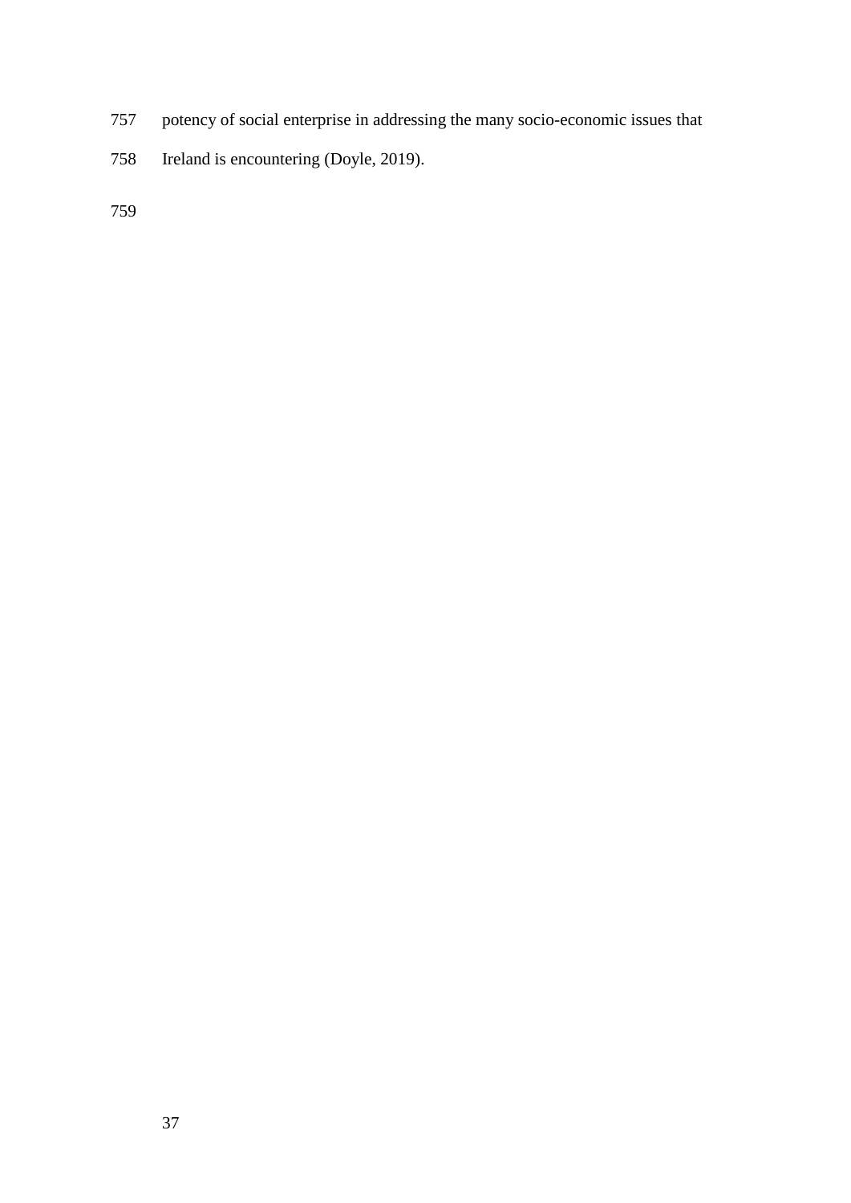potency of social enterprise in addressing the many socio-economic issues that Ireland is encountering (Doyle, 2019).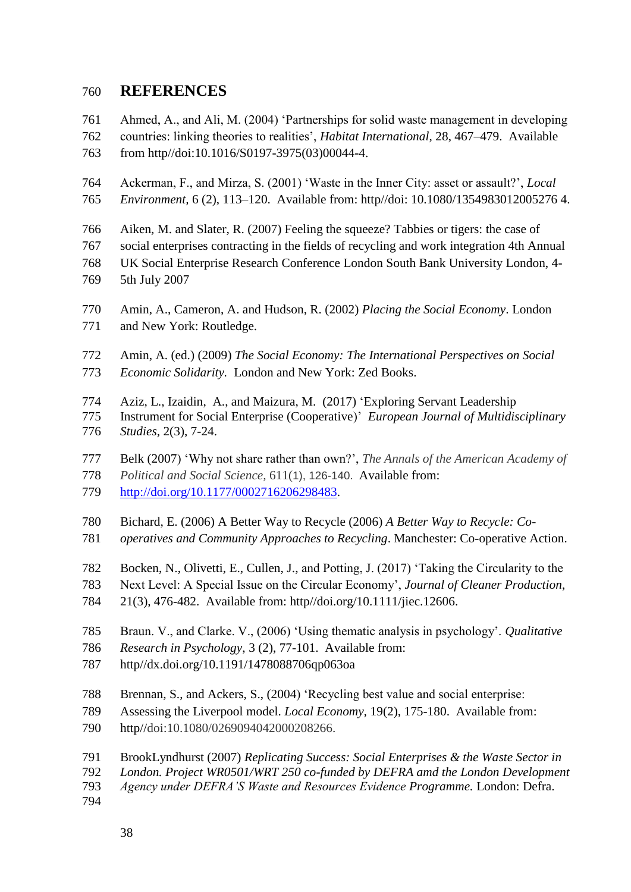# REFERENCES

Ahmed, A., and Ali, M. (2004) ‘Partnerships for solid waste management in developing countries: linking theories to realities’, *Habitat International*, 28, 467–479. Available from http//doi:10.1016/S0197-3975(03)00044-4.

Ackerman, F., and Mirza, S. (2001) ‘Waste in the Inner City: asset or assault?’, *Local Environment*, 6 (2), 113–120. Available from: http//doi: 10.1080/1354983012005276 4.

Aiken, M. and Slater, R. (2007) Feeling the squeeze? Tabbies or tigers: the case of social enterprises contracting in the fields of recycling and work integration 4th Annual UK Social Enterprise Research Conference London South Bank University London, 4-5th July 2007

Amin, A., Cameron, A. and Hudson, R. (2002) *Placing the Social Economy*. London and New York: Routledge.

Amin, A. (ed.) (2009) *The Social Economy: The International Perspectives on Social Economic Solidarity.* London and New York: Zed Books.

Aziz, L., Izaidin, A., and Maizura, M. (2017) ‘Exploring Servant Leadership Instrument for Social Enterprise (Cooperative)’ *European Journal of Multidisciplinary Studies*, 2(3), 7-24.

Belk (2007) ‘Why not share rather than own?’, *The Annals of the American Academy of Political and Social Science,* 611(1), 126-140. Available from: http://doi.org/10.1177/0002716206298483.

Bichard, E. (2006) A Better Way to Recycle (2006) *A Better Way to Recycle: Co-operatives and Community Approaches to Recycling*. Manchester: Co-operative Action.

Bocken, N., Olivetti, E., Cullen, J., and Potting, J. (2017) ‘Taking the Circularity to the Next Level: A Special Issue on the Circular Economy’, *Journal of Cleaner Production*, 21(3), 476-482. Available from: http//doi.org/10.1111/jiec.12606.

Braun. V., and Clarke. V., (2006) ‘Using thematic analysis in psychology’. *Qualitative Research in Psychology*, 3 (2), 77-101. Available from: http//dx.doi.org/10.1191/1478088706qp063oa

Brennan, S., and Ackers, S., (2004) ‘Recycling best value and social enterprise: Assessing the Liverpool model. *Local Economy*, 19(2), 175-180. Available from: http//doi:10.1080/0269094042000208266.

BrookLyndhurst (2007) *Replicating Success: Social Enterprises & the Waste Sector in London. Project WR0501/WRT 250 co-funded by DEFRA amd the London Development Agency under DEFRA'S Waste and Resources Evidence Programme.* London: Defra.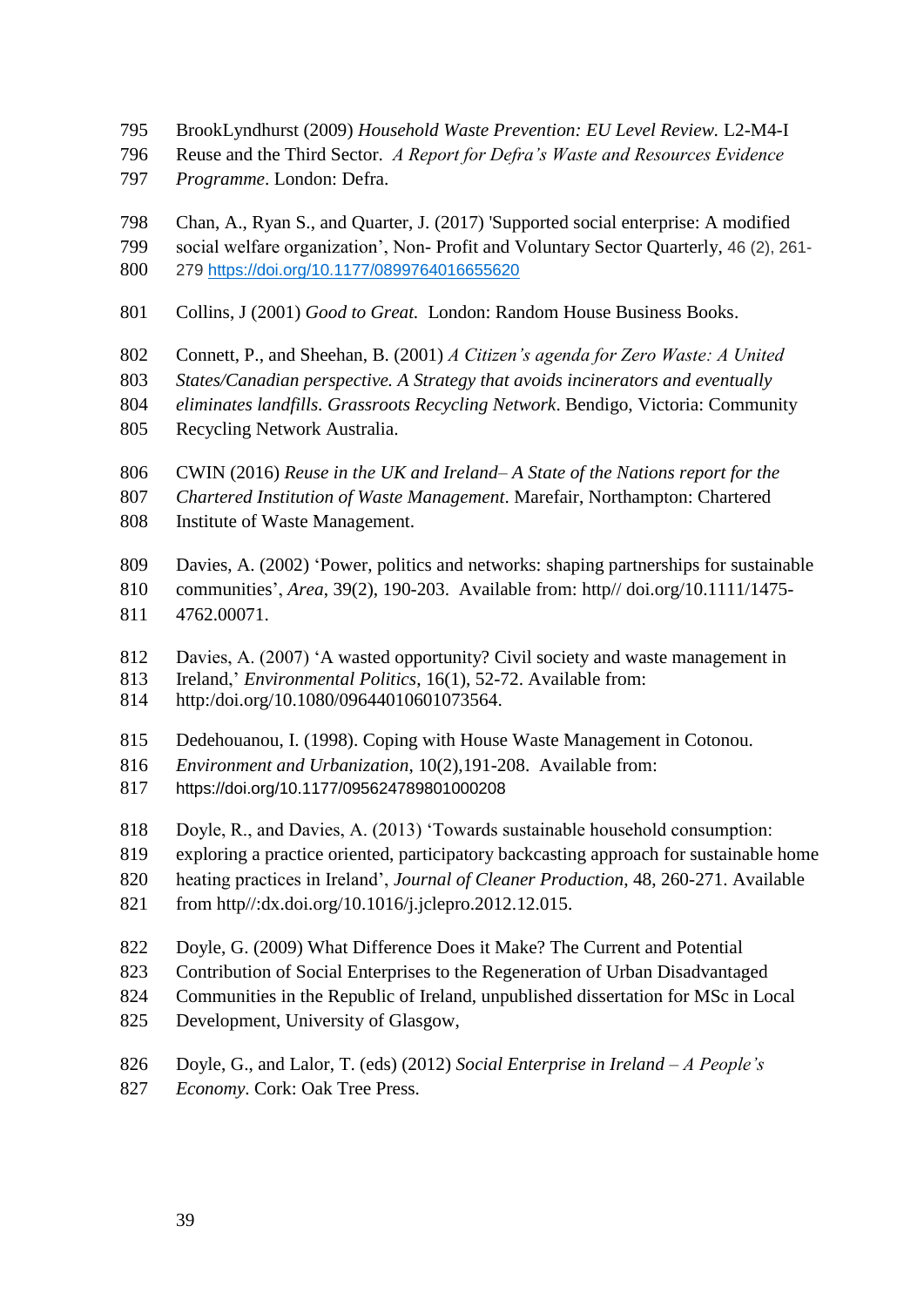BrookLyndhurst (2009) *Household Waste Prevention: EU Level Review.* L2-M4-I Reuse and the Third Sector. *A Report for Defra's Waste and Resources Evidence Programme*. London: Defra.

Chan, A., Ryan S., and Quarter, J. (2017) 'Supported social enterprise: A modified social welfare organization', Non- Profit and Voluntary Sector Quarterly, 46 (2), 261-279 https://doi.org/10.1177/0899764016655620

Collins, J (2001) *Good to Great.* London: Random House Business Books.

Connett, P., and Sheehan, B. (2001) *A Citizen's agenda for Zero Waste: A United States/Canadian perspective. A Strategy that avoids incinerators and eventually eliminates landfills. Grassroots Recycling Network*. Bendigo, Victoria: Community Recycling Network Australia.

CWIN (2016) *Reuse in the UK and Ireland– A State of the Nations report for the Chartered Institution of Waste Management*. Marefair, Northampton: Chartered Institute of Waste Management.

Davies, A. (2002) 'Power, politics and networks: shaping partnerships for sustainable communities', *Area*, 39(2), 190-203. Available from: http// doi.org/10.1111/1475-4762.00071.

Davies, A. (2007) 'A wasted opportunity? Civil society and waste management in Ireland,' *Environmental Politics*, 16(1), 52-72. Available from: http:/doi.org/10.1080/09644010601073564.

Dedehouanou, I. (1998). Coping with House Waste Management in Cotonou. *Environment and Urbanization*, 10(2),191-208. Available from: https://doi.org/10.1177/095624789801000208

Doyle, R., and Davies, A. (2013) 'Towards sustainable household consumption: exploring a practice oriented, participatory backcasting approach for sustainable home heating practices in Ireland', *Journal of Cleaner Production*, 48, 260-271. Available from http//:dx.doi.org/10.1016/j.jclepro.2012.12.015.

Doyle, G. (2009) What Difference Does it Make? The Current and Potential Contribution of Social Enterprises to the Regeneration of Urban Disadvantaged Communities in the Republic of Ireland, unpublished dissertation for MSc in Local Development, University of Glasgow,

Doyle, G., and Lalor, T. (eds) (2012) *Social Enterprise in Ireland – A People's Economy*. Cork: Oak Tree Press.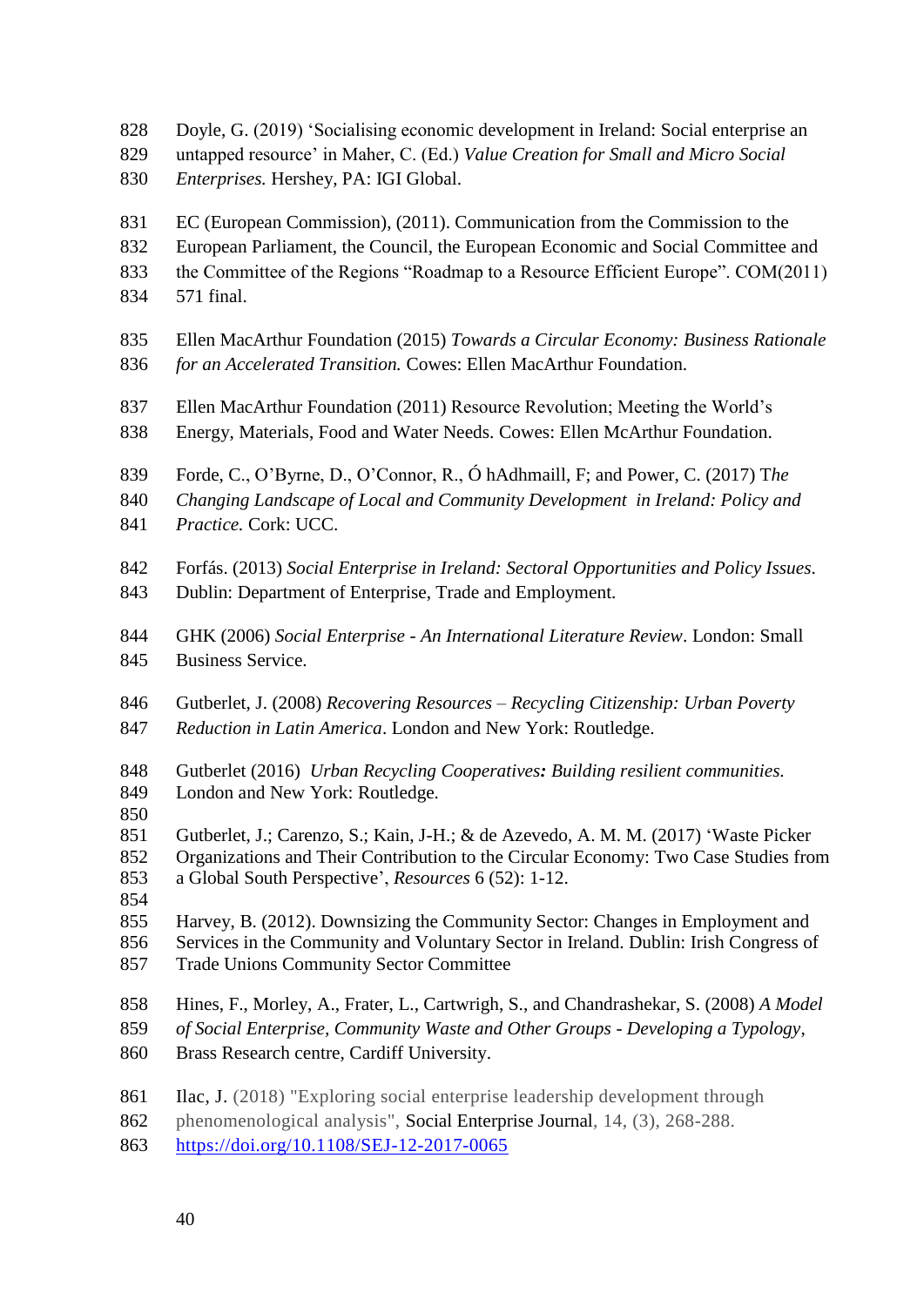Doyle, G. (2019) 'Socialising economic development in Ireland: Social enterprise an untapped resource' in Maher, C. (Ed.) *Value Creation for Small and Micro Social Enterprises.* Hershey, PA: IGI Global.

EC (European Commission), (2011). Communication from the Commission to the European Parliament, the Council, the European Economic and Social Committee and the Committee of the Regions "Roadmap to a Resource Efficient Europe". COM(2011) 571 final.

Ellen MacArthur Foundation (2015) *Towards a Circular Economy: Business Rationale for an Accelerated Transition.* Cowes: Ellen MacArthur Foundation.

Ellen MacArthur Foundation (2011) Resource Revolution; Meeting the World's Energy, Materials, Food and Water Needs. Cowes: Ellen McArthur Foundation.

Forde, C., O'Byrne, D., O'Connor, R., Ó hAdhmaill, F; and Power, C. (2017) T*he Changing Landscape of Local and Community Development in Ireland: Policy and Practice.* Cork: UCC.

Forfás. (2013) *Social Enterprise in Ireland: Sectoral Opportunities and Policy Issues*. Dublin: Department of Enterprise, Trade and Employment.

GHK (2006) *Social Enterprise - An International Literature Review*. London: Small Business Service.

Gutberlet, J. (2008) *Recovering Resources – Recycling Citizenship: Urban Poverty Reduction in Latin America*. London and New York: Routledge.

Gutberlet (2016) *Urban Recycling Cooperatives: Building resilient communities.* London and New York: Routledge.

Gutberlet, J.; Carenzo, S.; Kain, J-H.; & de Azevedo, A. M. M. (2017) 'Waste Picker Organizations and Their Contribution to the Circular Economy: Two Case Studies from a Global South Perspective', *Resources* 6 (52): 1-12.

Harvey, B. (2012). Downsizing the Community Sector: Changes in Employment and Services in the Community and Voluntary Sector in Ireland. Dublin: Irish Congress of Trade Unions Community Sector Committee

Hines, F., Morley, A., Frater, L., Cartwrigh, S., and Chandrashekar, S. (2008) *A Model of Social Enterprise, Community Waste and Other Groups - Developing a Typology*, Brass Research centre, Cardiff University.

Ilac, J. (2018) "Exploring social enterprise leadership development through phenomenological analysis", Social Enterprise Journal, 14, (3), 268-288. https://doi.org/10.1108/SEJ-12-2017-0065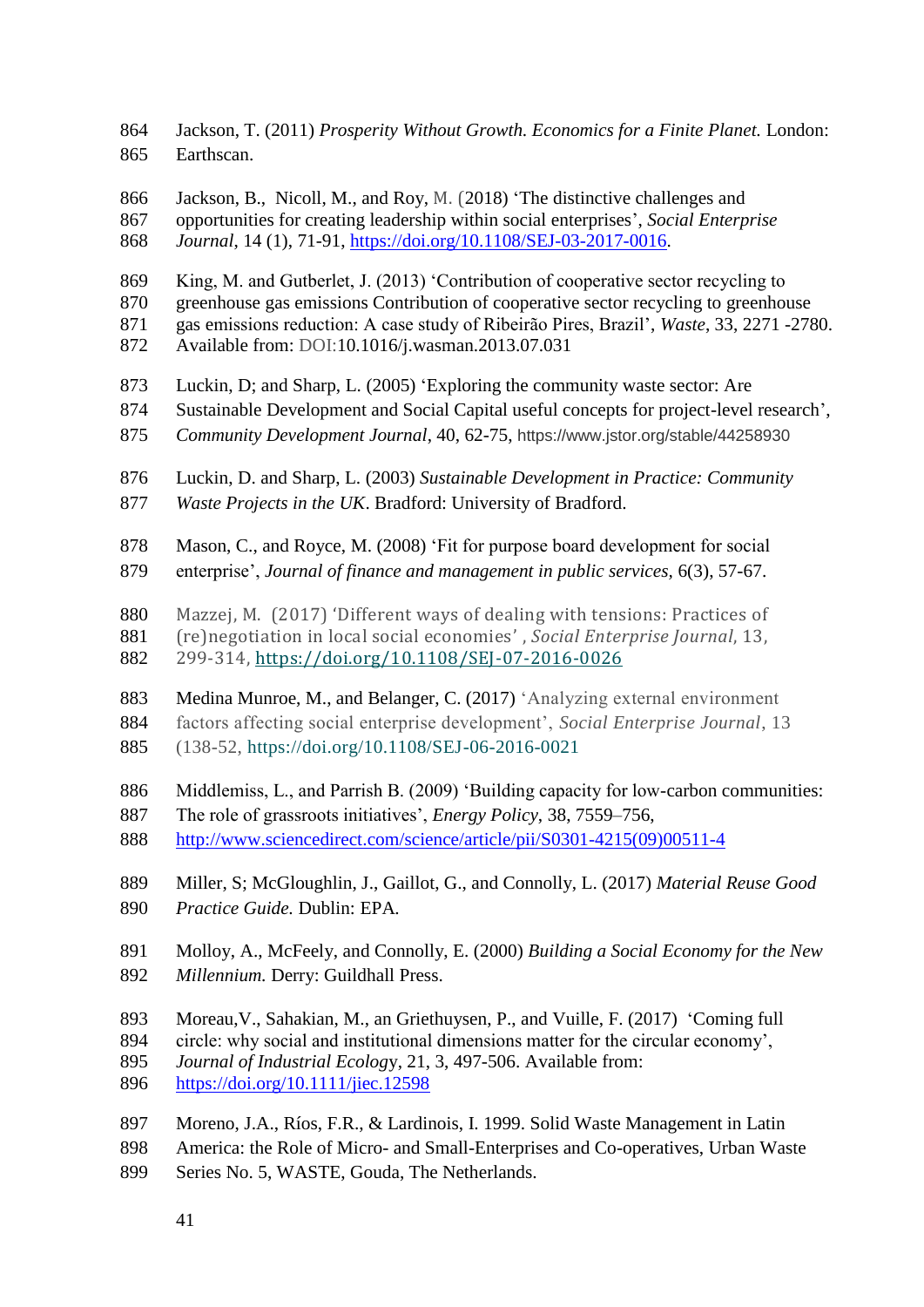Jackson, T. (2011) *Prosperity Without Growth. Economics for a Finite Planet.* London: Earthscan.

Jackson, B., Nicoll, M., and Roy, M. (2018) 'The distinctive challenges and opportunities for creating leadership within social enterprises', *Social Enterprise Journal*, 14 (1), 71-91, https://doi.org/10.1108/SEJ-03-2017-0016.

King, M. and Gutberlet, J. (2013) 'Contribution of cooperative sector recycling to greenhouse gas emissions Contribution of cooperative sector recycling to greenhouse gas emissions reduction: A case study of Ribeirão Pires, Brazil', *Waste*, 33, 2271 -2780. Available from: DOI:10.1016/j.wasman.2013.07.031

Luckin, D; and Sharp, L. (2005) 'Exploring the community waste sector: Are Sustainable Development and Social Capital useful concepts for project-level research', *Community Development Journal*, 40, 62-75, https://www.jstor.org/stable/44258930

Luckin, D. and Sharp, L. (2003) *Sustainable Development in Practice: Community Waste Projects in the UK*. Bradford: University of Bradford.

Mason, C., and Royce, M. (2008) 'Fit for purpose board development for social enterprise', *Journal of finance and management in public services*, 6(3), 57-67.

Mazzej, M. (2017) 'Different ways of dealing with tensions: Practices of (re)negotiation in local social economies' , *Social Enterprise Journal*, 13, 299-314, https://doi.org/10.1108/SEJ-07-2016-0026

Medina Munroe, M., and Belanger, C. (2017) 'Analyzing external environment factors affecting social enterprise development', *Social Enterprise Journal*, 13 (138-52, https://doi.org/10.1108/SEJ-06-2016-0021

Middlemiss, L., and Parrish B. (2009) 'Building capacity for low-carbon communities: The role of grassroots initiatives', *Energy Policy*, 38, 7559–756, http://www.sciencedirect.com/science/article/pii/S0301-4215(09)00511-4

Miller, S; McGloughlin, J., Gaillot, G., and Connolly, L. (2017) *Material Reuse Good Practice Guide.* Dublin: EPA.

Molloy, A., McFeely, and Connolly, E. (2000) *Building a Social Economy for the New Millennium.* Derry: Guildhall Press.

Moreau,V., Sahakian, M., an Griethuysen, P., and Vuille, F. (2017) 'Coming full circle: why social and institutional dimensions matter for the circular economy', *Journal of Industrial Ecology*, 21, 3, 497-506. Available from: https://doi.org/10.1111/jiec.12598

Moreno, J.A., Ríos, F.R., & Lardinois, I. 1999. Solid Waste Management in Latin America: the Role of Micro- and Small-Enterprises and Co-operatives, Urban Waste Series No. 5, WASTE, Gouda, The Netherlands.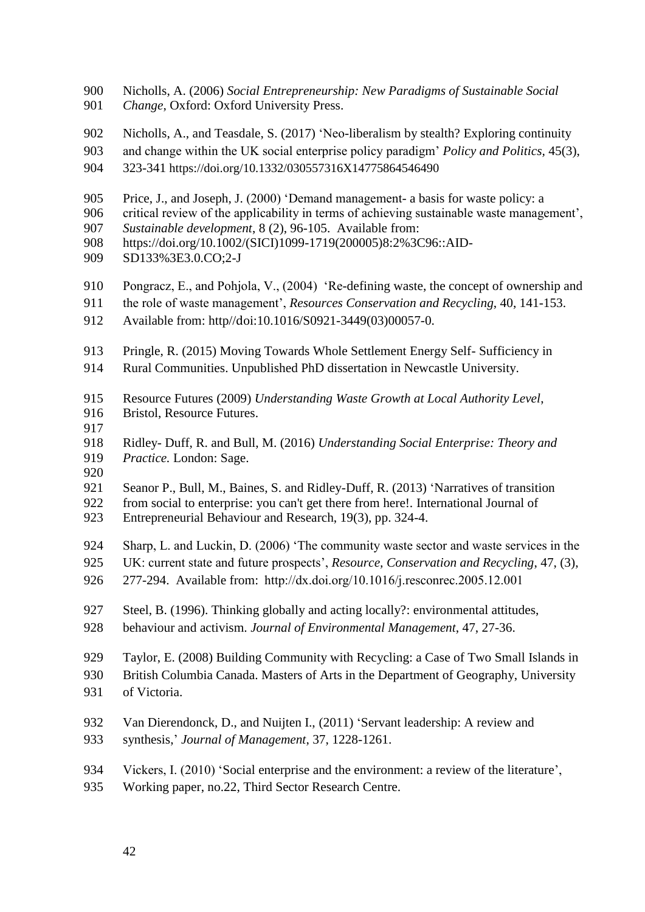Nicholls, A. (2006) *Social Entrepreneurship: New Paradigms of Sustainable Social Change*, Oxford: Oxford University Press.

Nicholls, A., and Teasdale, S. (2017) 'Neo-liberalism by stealth? Exploring continuity and change within the UK social enterprise policy paradigm' *Policy and Politics*, 45(3), 323-341 https://doi.org/10.1332/030557316X14775864546490

Price, J., and Joseph, J. (2000) 'Demand management- a basis for waste policy: a critical review of the applicability in terms of achieving sustainable waste management', *Sustainable development*, 8 (2), 96-105. Available from: https://doi.org/10.1002/(SICI)1099-1719(200005)8:2%3C96::AID-SD133%3E3.0.CO;2-J

Pongracz, E., and Pohjola, V., (2004) 'Re-defining waste, the concept of ownership and the role of waste management', *Resources Conservation and Recycling*, 40, 141-153. Available from: http//doi:10.1016/S0921-3449(03)00057-0.

Pringle, R. (2015) Moving Towards Whole Settlement Energy Self- Sufficiency in Rural Communities. Unpublished PhD dissertation in Newcastle University.

Resource Futures (2009) *Understanding Waste Growth at Local Authority Level*, Bristol, Resource Futures.

Ridley- Duff, R. and Bull, M. (2016) *Understanding Social Enterprise: Theory and Practice.* London: Sage.

Seanor P., Bull, M., Baines, S. and Ridley-Duff, R. (2013) 'Narratives of transition from social to enterprise: you can't get there from here!. International Journal of Entrepreneurial Behaviour and Research, 19(3), pp. 324-4.

Sharp, L. and Luckin, D. (2006) 'The community waste sector and waste services in the UK: current state and future prospects', *Resource, Conservation and Recycling*, 47, (3), 277-294. Available from: http://dx.doi.org/10.1016/j.resconrec.2005.12.001

Steel, B. (1996). Thinking globally and acting locally?: environmental attitudes, behaviour and activism. *Journal of Environmental Management*, 47, 27-36.

Taylor, E. (2008) Building Community with Recycling: a Case of Two Small Islands in British Columbia Canada. Masters of Arts in the Department of Geography, University of Victoria.

Van Dierendonck, D., and Nuijten I., (2011) 'Servant leadership: A review and synthesis,' *Journal of Management*, 37, 1228-1261.

Vickers, I. (2010) 'Social enterprise and the environment: a review of the literature', Working paper, no.22, Third Sector Research Centre.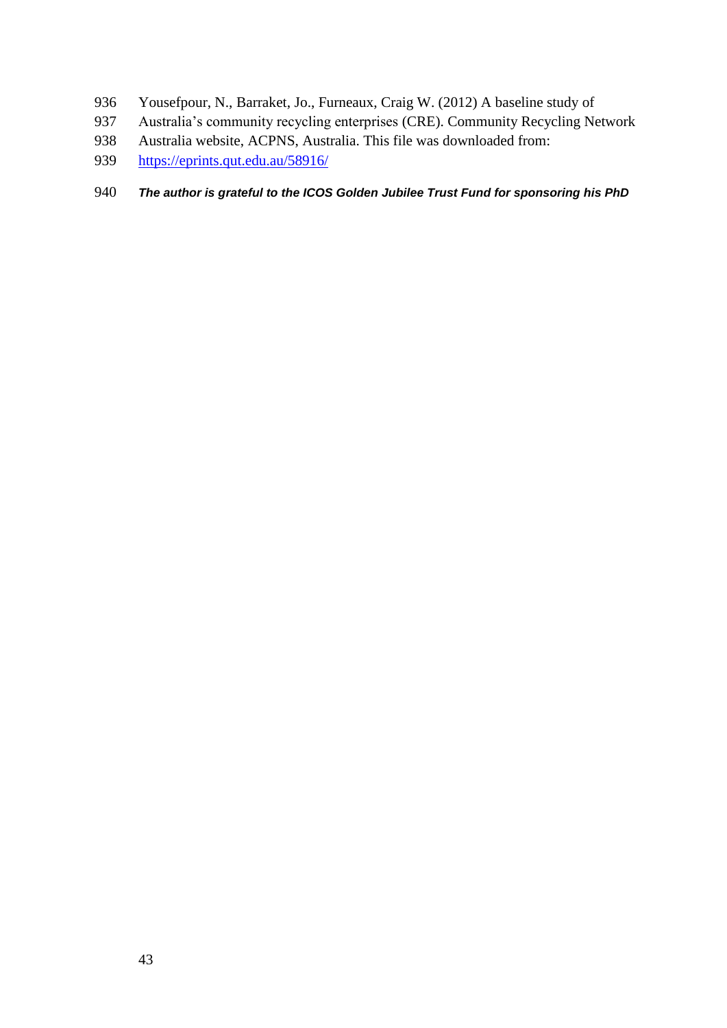Yousefpour, N., Barraket, Jo., Furneaux, Craig W. (2012) A baseline study of Australia's community recycling enterprises (CRE). Community Recycling Network Australia website, ACPNS, Australia. This file was downloaded from: https://eprints.qut.edu.au/58916/

***The author is grateful to the ICOS Golden Jubilee Trust Fund for sponsoring his PhD***